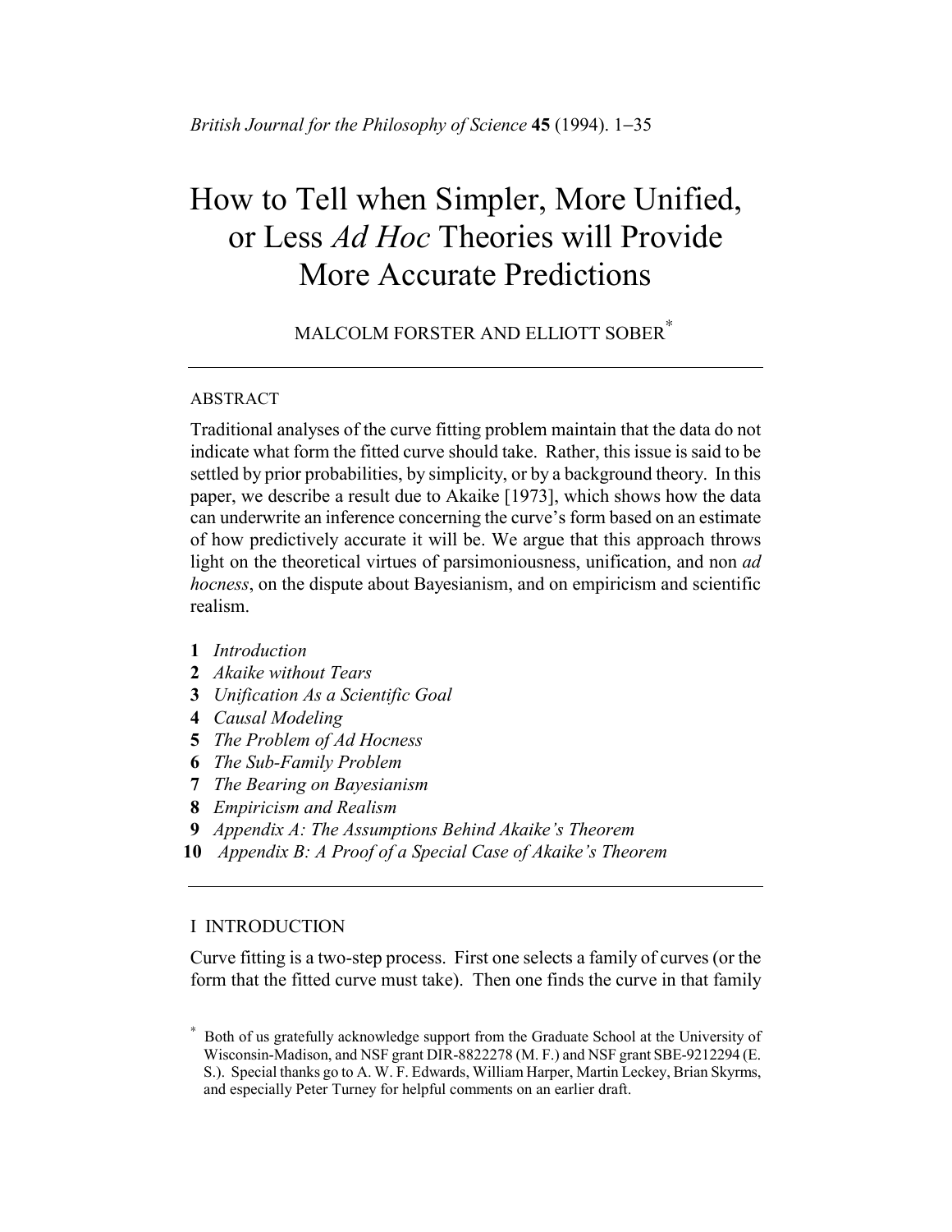*British Journal for the Philosophy of Science* **45** (1994). 1–35

# How to Tell when Simpler, More Unified, or Less *Ad Hoc* Theories will Provide More Accurate Predictions

MALCOLM FORSTER AND ELLIOTT SOBER*

---

ABSTRACT

Traditional analyses of the curve fitting problem maintain that the data do not indicate what form the fitted curve should take. Rather, this issue is said to be settled by prior probabilities, by simplicity, or by a background theory. In this paper, we describe a result due to Akaike [1973], which shows how the data can underwrite an inference concerning the curve's form based on an estimate of how predictively accurate it will be. We argue that this approach throws light on the theoretical virtues of parsimoniousness, unification, and non *ad hocness*, on the dispute about Bayesianism, and on empiricism and scientific realism.

**1** *Introduction*
**2** *Akaike without Tears*
**3** *Unification As a Scientific Goal*
**4** *Causal Modeling*
**5** *The Problem of Ad Hocness*
**6** *The Sub-Family Problem*
**7** *The Bearing on Bayesianism*
**8** *Empiricism and Realism*
**9** *Appendix A: The Assumptions Behind Akaike's Theorem*
**10** *Appendix B: A Proof of a Special Case of Akaike's Theorem*

---

## I INTRODUCTION

Curve fitting is a two-step process. First one selects a family of curves (or the form that the fitted curve must take). Then one finds the curve in that family

\* Both of us gratefully acknowledge support from the Graduate School at the University of Wisconsin-Madison, and NSF grant DIR-8822278 (M. F.) and NSF grant SBE-9212294 (E. S.). Special thanks go to A. W. F. Edwards, William Harper, Martin Leckey, Brian Skyrms, and especially Peter Turney for helpful comments on an earlier draft.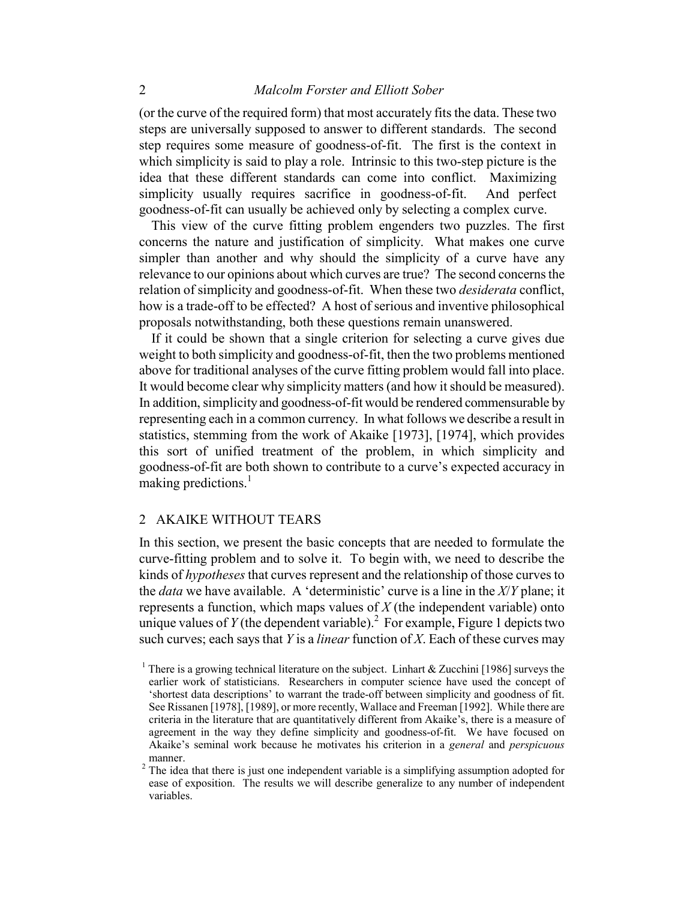(or the curve of the required form) that most accurately fits the data. These two steps are universally supposed to answer to different standards. The second step requires some measure of goodness-of-fit. The first is the context in which simplicity is said to play a role. Intrinsic to this two-step picture is the idea that these different standards can come into conflict. Maximizing simplicity usually requires sacrifice in goodness-of-fit. And perfect goodness-of-fit can usually be achieved only by selecting a complex curve.

This view of the curve fitting problem engenders two puzzles. The first concerns the nature and justification of simplicity. What makes one curve simpler than another and why should the simplicity of a curve have any relevance to our opinions about which curves are true? The second concerns the relation of simplicity and goodness-of-fit. When these two *desiderata* conflict, how is a trade-off to be effected? A host of serious and inventive philosophical proposals notwithstanding, both these questions remain unanswered.

If it could be shown that a single criterion for selecting a curve gives due weight to both simplicity and goodness-of-fit, then the two problems mentioned above for traditional analyses of the curve fitting problem would fall into place. It would become clear why simplicity matters (and how it should be measured). In addition, simplicity and goodness-of-fit would be rendered commensurable by representing each in a common currency. In what follows we describe a result in statistics, stemming from the work of Akaike [1973], [1974], which provides this sort of unified treatment of the problem, in which simplicity and goodness-of-fit are both shown to contribute to a curve's expected accuracy in making predictions.[1]

## 2 AKAIKE WITHOUT TEARS

In this section, we present the basic concepts that are needed to formulate the curve-fitting problem and to solve it. To begin with, we need to describe the kinds of *hypotheses* that curves represent and the relationship of those curves to the *data* we have available. A 'deterministic' curve is a line in the $X/Y$ plane; it represents a function, which maps values of $X$ (the independent variable) onto unique values of $Y$ (the dependent variable).[2] For example, Figure 1 depicts two such curves; each says that $Y$ is a *linear* function of $X$. Each of these curves may

[1] There is a growing technical literature on the subject. Linhart & Zucchini [1986] surveys the earlier work of statisticians. Researchers in computer science have used the concept of 'shortest data descriptions' to warrant the trade-off between simplicity and goodness of fit. See Rissanen [1978], [1989], or more recently, Wallace and Freeman [1992]. While there are criteria in the literature that are quantitatively different from Akaike's, there is a measure of agreement in the way they define simplicity and goodness-of-fit. We have focused on Akaike's seminal work because he motivates his criterion in a *general* and *perspicuous* manner.

[2] The idea that there is just one independent variable is a simplifying assumption adopted for ease of exposition. The results we will describe generalize to any number of independent variables.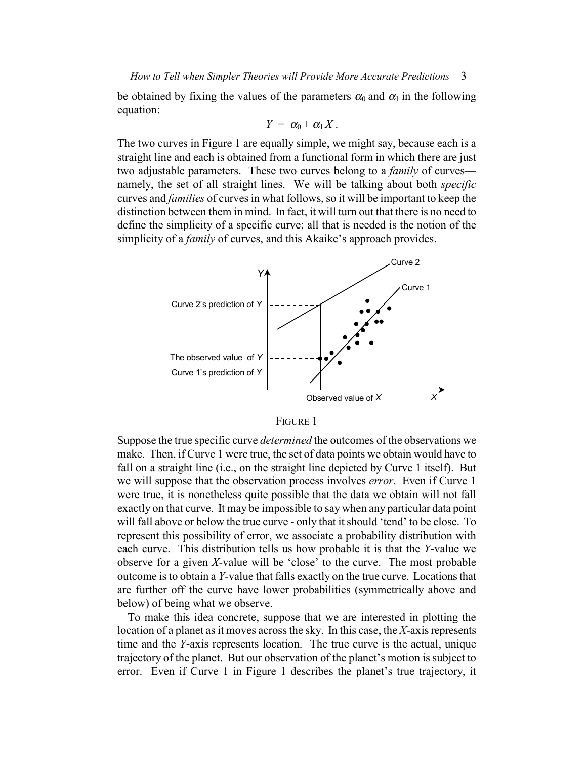be obtained by fixing the values of the parameters $\alpha_0$ and $\alpha_1$ in the following equation:

$$Y = \alpha_0 + \alpha_1 X .$$

The two curves in Figure 1 are equally simple, we might say, because each is a straight line and each is obtained from a functional form in which there are just two adjustable parameters. These two curves belong to a *family* of curves—namely, the set of all straight lines. We will be talking about both *specific* curves and *families* of curves in what follows, so it will be important to keep the distinction between them in mind. In fact, it will turn out that there is no need to define the simplicity of a specific curve; all that is needed is the notion of the simplicity of a *family* of curves, and this Akaike's approach provides.

FIGURE 1

Suppose the true specific curve *determined* the outcomes of the observations we make. Then, if Curve 1 were true, the set of data points we obtain would have to fall on a straight line (i.e., on the straight line depicted by Curve 1 itself). But we will suppose that the observation process involves *error*. Even if Curve 1 were true, it is nonetheless quite possible that the data we obtain will not fall exactly on that curve. It may be impossible to say when any particular data point will fall above or below the true curve - only that it should 'tend' to be close. To represent this possibility of error, we associate a probability distribution with each curve. This distribution tells us how probable it is that the *Y*-value we observe for a given *X*-value will be 'close' to the curve. The most probable outcome is to obtain a *Y*-value that falls exactly on the true curve. Locations that are further off the curve have lower probabilities (symmetrically above and below) of being what we observe.

To make this idea concrete, suppose that we are interested in plotting the location of a planet as it moves across the sky. In this case, the *X*-axis represents time and the *Y*-axis represents location. The true curve is the actual, unique trajectory of the planet. But our observation of the planet's motion is subject to error. Even if Curve 1 in Figure 1 describes the planet's true trajectory, it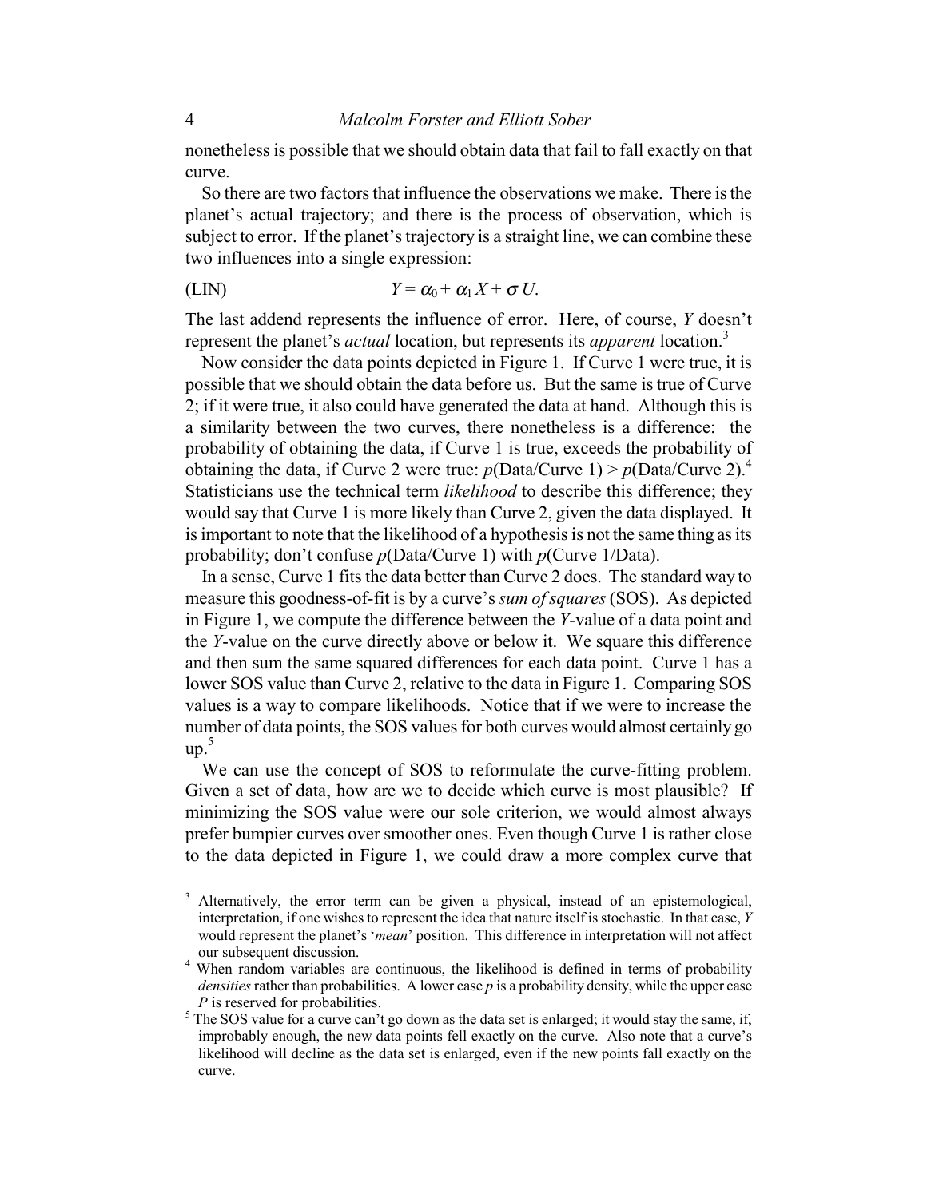nonetheless is possible that we should obtain data that fail to fall exactly on that curve.

So there are two factors that influence the observations we make. There is the planet's actual trajectory; and there is the process of observation, which is subject to error. If the planet's trajectory is a straight line, we can combine these two influences into a single expression:

$$\text{(LIN)} \qquad Y = \alpha_0 + \alpha_1 X + \sigma U.$$

The last addend represents the influence of error. Here, of course, $Y$ doesn't represent the planet's *actual* location, but represents its *apparent* location.[3]

Now consider the data points depicted in Figure 1. If Curve 1 were true, it is possible that we should obtain the data before us. But the same is true of Curve 2; if it were true, it also could have generated the data at hand. Although this is a similarity between the two curves, there nonetheless is a difference: the probability of obtaining the data, if Curve 1 is true, exceeds the probability of obtaining the data, if Curve 2 were true: $p(\text{Data}/\text{Curve 1}) > p(\text{Data}/\text{Curve 2})$.[4] Statisticians use the technical term *likelihood* to describe this difference; they would say that Curve 1 is more likely than Curve 2, given the data displayed. It is important to note that the likelihood of a hypothesis is not the same thing as its probability; don't confuse $p(\text{Data}/\text{Curve 1})$ with $p(\text{Curve 1}/\text{Data})$.

In a sense, Curve 1 fits the data better than Curve 2 does. The standard way to measure this goodness-of-fit is by a curve's *sum of squares* (SOS). As depicted in Figure 1, we compute the difference between the $Y$-value of a data point and the $Y$-value on the curve directly above or below it. We square this difference and then sum the same squared differences for each data point. Curve 1 has a lower SOS value than Curve 2, relative to the data in Figure 1. Comparing SOS values is a way to compare likelihoods. Notice that if we were to increase the number of data points, the SOS values for both curves would almost certainly go up.[5]

We can use the concept of SOS to reformulate the curve-fitting problem. Given a set of data, how are we to decide which curve is most plausible? If minimizing the SOS value were our sole criterion, we would almost always prefer bumpier curves over smoother ones. Even though Curve 1 is rather close to the data depicted in Figure 1, we could draw a more complex curve that

---

[3] Alternatively, the error term can be given a physical, instead of an epistemological, interpretation, if one wishes to represent the idea that nature itself is stochastic. In that case, $Y$ would represent the planet's '*mean*' position. This difference in interpretation will not affect our subsequent discussion.

[4] When random variables are continuous, the likelihood is defined in terms of probability *densities* rather than probabilities. A lower case $p$ is a probability density, while the upper case $P$ is reserved for probabilities.

[5] The SOS value for a curve can't go down as the data set is enlarged; it would stay the same, if, improbably enough, the new data points fell exactly on the curve. Also note that a curve's likelihood will decline as the data set is enlarged, even if the new points fall exactly on the curve.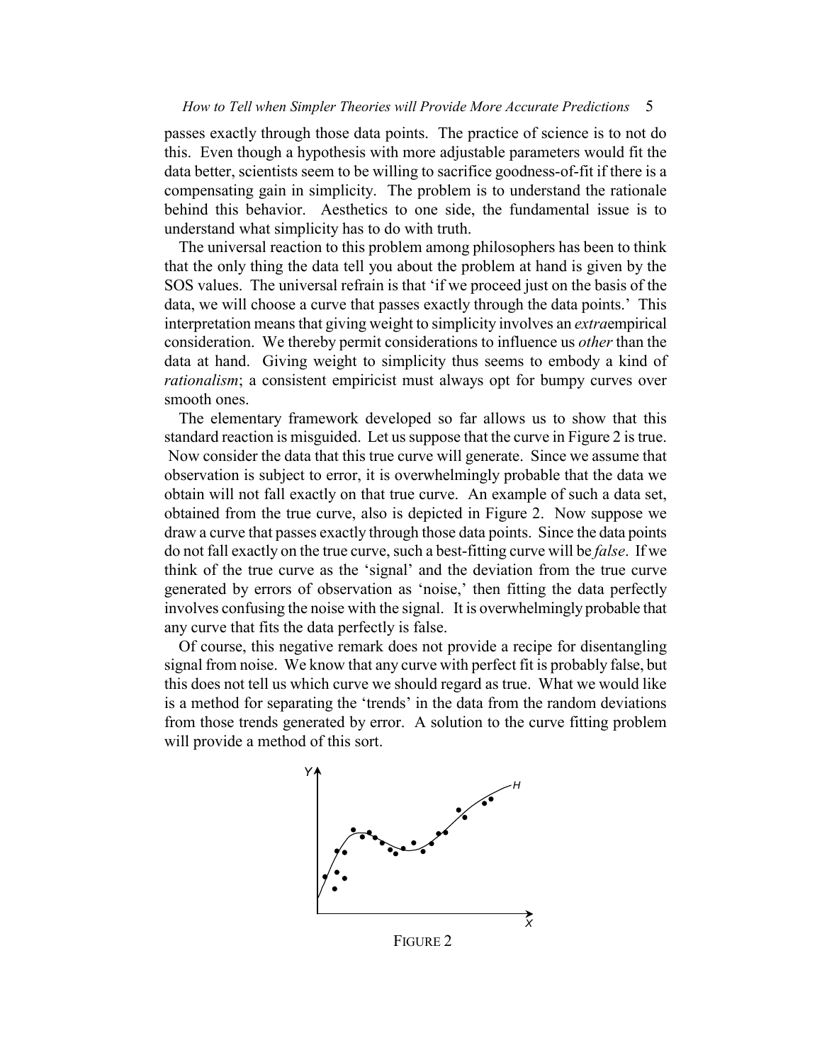passes exactly through those data points. The practice of science is to not do this. Even though a hypothesis with more adjustable parameters would fit the data better, scientists seem to be willing to sacrifice goodness-of-fit if there is a compensating gain in simplicity. The problem is to understand the rationale behind this behavior. Aesthetics to one side, the fundamental issue is to understand what simplicity has to do with truth.

The universal reaction to this problem among philosophers has been to think that the only thing the data tell you about the problem at hand is given by the SOS values. The universal refrain is that 'if we proceed just on the basis of the data, we will choose a curve that passes exactly through the data points.' This interpretation means that giving weight to simplicity involves an *extra*empirical consideration. We thereby permit considerations to influence us *other* than the data at hand. Giving weight to simplicity thus seems to embody a kind of *rationalism*; a consistent empiricist must always opt for bumpy curves over smooth ones.

The elementary framework developed so far allows us to show that this standard reaction is misguided. Let us suppose that the curve in Figure 2 is true. Now consider the data that this true curve will generate. Since we assume that observation is subject to error, it is overwhelmingly probable that the data we obtain will not fall exactly on that true curve. An example of such a data set, obtained from the true curve, also is depicted in Figure 2. Now suppose we draw a curve that passes exactly through those data points. Since the data points do not fall exactly on the true curve, such a best-fitting curve will be *false*. If we think of the true curve as the 'signal' and the deviation from the true curve generated by errors of observation as 'noise,' then fitting the data perfectly involves confusing the noise with the signal. It is overwhelmingly probable that any curve that fits the data perfectly is false.

Of course, this negative remark does not provide a recipe for disentangling signal from noise. We know that any curve with perfect fit is probably false, but this does not tell us which curve we should regard as true. What we would like is a method for separating the 'trends' in the data from the random deviations from those trends generated by error. A solution to the curve fitting problem will provide a method of this sort.

Y

H

X

FIGURE 2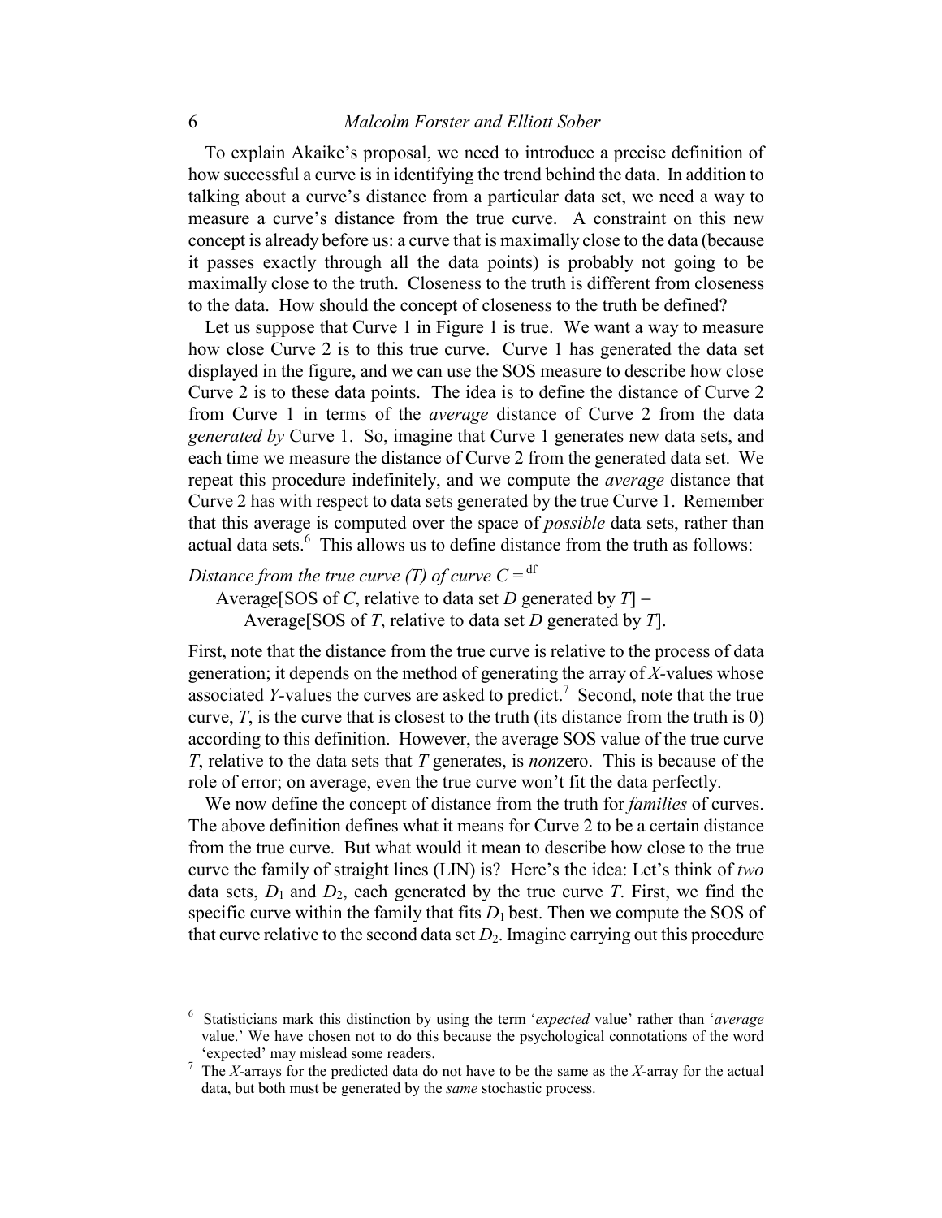To explain Akaike's proposal, we need to introduce a precise definition of how successful a curve is in identifying the trend behind the data. In addition to talking about a curve's distance from a particular data set, we need a way to measure a curve's distance from the true curve. A constraint on this new concept is already before us: a curve that is maximally close to the data (because it passes exactly through all the data points) is probably not going to be maximally close to the truth. Closeness to the truth is different from closeness to the data. How should the concept of closeness to the truth be defined?

Let us suppose that Curve 1 in Figure 1 is true. We want a way to measure how close Curve 2 is to this true curve. Curve 1 has generated the data set displayed in the figure, and we can use the SOS measure to describe how close Curve 2 is to these data points. The idea is to define the distance of Curve 2 from Curve 1 in terms of the *average* distance of Curve 2 from the data *generated by* Curve 1. So, imagine that Curve 1 generates new data sets, and each time we measure the distance of Curve 2 from the generated data set. We repeat this procedure indefinitely, and we compute the *average* distance that Curve 2 has with respect to data sets generated by the true Curve 1. Remember that this average is computed over the space of *possible* data sets, rather than actual data sets.[6] This allows us to define distance from the truth as follows:

*Distance from the true curve (T) of curve C* $=^{\text{df}}$

Average[SOS of *C*, relative to data set *D* generated by *T*] −
Average[SOS of *T*, relative to data set *D* generated by *T*].

First, note that the distance from the true curve is relative to the process of data generation; it depends on the method of generating the array of *X*-values whose associated *Y*-values the curves are asked to predict.[7] Second, note that the true curve, *T*, is the curve that is closest to the truth (its distance from the truth is 0) according to this definition. However, the average SOS value of the true curve *T*, relative to the data sets that *T* generates, is *non*zero. This is because of the role of error; on average, even the true curve won't fit the data perfectly.

We now define the concept of distance from the truth for *families* of curves. The above definition defines what it means for Curve 2 to be a certain distance from the true curve. But what would it mean to describe how close to the true curve the family of straight lines (LIN) is? Here's the idea: Let's think of *two* data sets, $D_1$ and $D_2$, each generated by the true curve *T*. First, we find the specific curve within the family that fits $D_1$ best. Then we compute the SOS of that curve relative to the second data set $D_2$. Imagine carrying out this procedure

[6] Statisticians mark this distinction by using the term '*expected* value' rather than '*average* value.' We have chosen not to do this because the psychological connotations of the word 'expected' may mislead some readers.

[7] The *X*-arrays for the predicted data do not have to be the same as the *X*-array for the actual data, but both must be generated by the *same* stochastic process.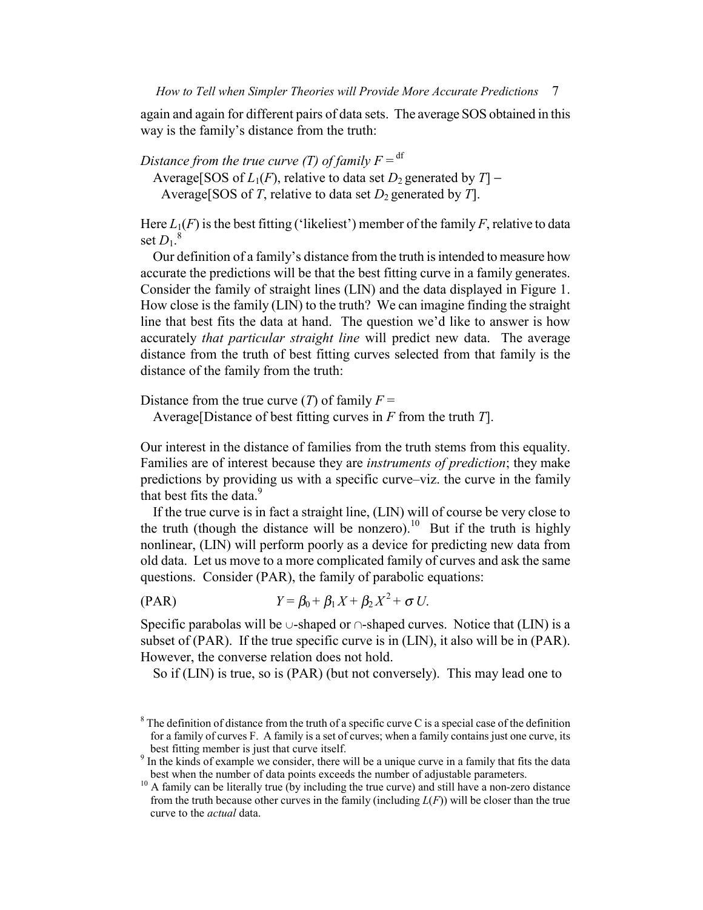again and again for different pairs of data sets. The average SOS obtained in this way is the family's distance from the truth:

*Distance from the true curve (T) of family F* $=^{\text{df}}$
Average[SOS of $L_1(F)$, relative to data set $D_2$ generated by $T$] − Average[SOS of $T$, relative to data set $D_2$ generated by $T$].

Here $L_1(F)$ is the best fitting ('likeliest') member of the family $F$, relative to data set $D_1$.[8]

Our definition of a family's distance from the truth is intended to measure how accurate the predictions will be that the best fitting curve in a family generates. Consider the family of straight lines (LIN) and the data displayed in Figure 1. How close is the family (LIN) to the truth? We can imagine finding the straight line that best fits the data at hand. The question we'd like to answer is how accurately *that particular straight line* will predict new data. The average distance from the truth of best fitting curves selected from that family is the distance of the family from the truth:

Distance from the true curve ($T$) of family $F$ =
Average[Distance of best fitting curves in $F$ from the truth $T$].

Our interest in the distance of families from the truth stems from this equality. Families are of interest because they are *instruments of prediction*; they make predictions by providing us with a specific curve–viz. the curve in the family that best fits the data.[9]

If the true curve is in fact a straight line, (LIN) will of course be very close to the truth (though the distance will be nonzero).[10] But if the truth is highly nonlinear, (LIN) will perform poorly as a device for predicting new data from old data. Let us move to a more complicated family of curves and ask the same questions. Consider (PAR), the family of parabolic equations:

(PAR) $$Y = \beta_0 + \beta_1 X + \beta_2 X^2 + \sigma U.$$

Specific parabolas will be ∪-shaped or ∩-shaped curves. Notice that (LIN) is a subset of (PAR). If the true specific curve is in (LIN), it also will be in (PAR). However, the converse relation does not hold.

So if (LIN) is true, so is (PAR) (but not conversely). This may lead one to

[8] The definition of distance from the truth of a specific curve C is a special case of the definition for a family of curves F. A family is a set of curves; when a family contains just one curve, its best fitting member is just that curve itself.

[9] In the kinds of example we consider, there will be a unique curve in a family that fits the data best when the number of data points exceeds the number of adjustable parameters.

[10] A family can be literally true (by including the true curve) and still have a non-zero distance from the truth because other curves in the family (including $L(F)$) will be closer than the true curve to the *actual* data.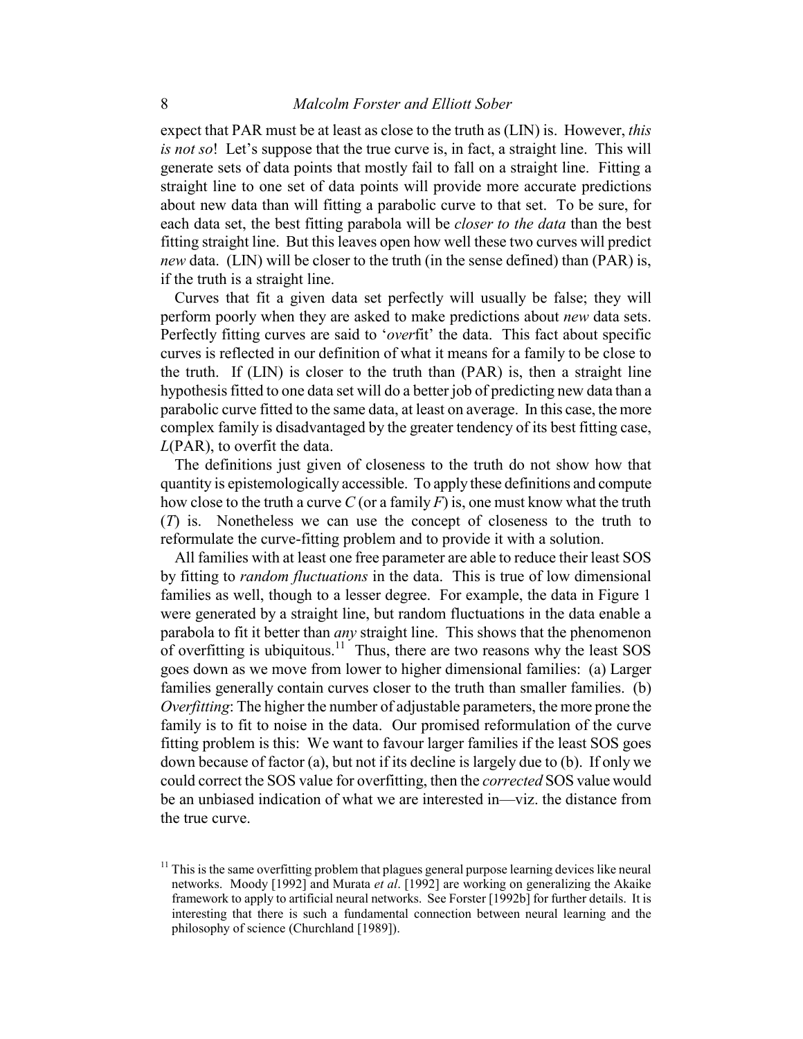expect that PAR must be at least as close to the truth as (LIN) is. However, *this is not so*! Let's suppose that the true curve is, in fact, a straight line. This will generate sets of data points that mostly fail to fall on a straight line. Fitting a straight line to one set of data points will provide more accurate predictions about new data than will fitting a parabolic curve to that set. To be sure, for each data set, the best fitting parabola will be *closer to the data* than the best fitting straight line. But this leaves open how well these two curves will predict *new* data. (LIN) will be closer to the truth (in the sense defined) than (PAR) is, if the truth is a straight line.

Curves that fit a given data set perfectly will usually be false; they will perform poorly when they are asked to make predictions about *new* data sets. Perfectly fitting curves are said to '*over*fit' the data. This fact about specific curves is reflected in our definition of what it means for a family to be close to the truth. If (LIN) is closer to the truth than (PAR) is, then a straight line hypothesis fitted to one data set will do a better job of predicting new data than a parabolic curve fitted to the same data, at least on average. In this case, the more complex family is disadvantaged by the greater tendency of its best fitting case, $L$(PAR), to overfit the data.

The definitions just given of closeness to the truth do not show how that quantity is epistemologically accessible. To apply these definitions and compute how close to the truth a curve $C$ (or a family $F$) is, one must know what the truth ($T$) is. Nonetheless we can use the concept of closeness to the truth to reformulate the curve-fitting problem and to provide it with a solution.

All families with at least one free parameter are able to reduce their least SOS by fitting to *random fluctuations* in the data. This is true of low dimensional families as well, though to a lesser degree. For example, the data in Figure 1 were generated by a straight line, but random fluctuations in the data enable a parabola to fit it better than *any* straight line. This shows that the phenomenon of overfitting is ubiquitous.[11] Thus, there are two reasons why the least SOS goes down as we move from lower to higher dimensional families: (a) Larger families generally contain curves closer to the truth than smaller families. (b) *Overfitting*: The higher the number of adjustable parameters, the more prone the family is to fit to noise in the data. Our promised reformulation of the curve fitting problem is this: We want to favour larger families if the least SOS goes down because of factor (a), but not if its decline is largely due to (b). If only we could correct the SOS value for overfitting, then the *corrected* SOS value would be an unbiased indication of what we are interested in—viz. the distance from the true curve.

[11] This is the same overfitting problem that plagues general purpose learning devices like neural networks. Moody [1992] and Murata *et al*. [1992] are working on generalizing the Akaike framework to apply to artificial neural networks. See Forster [1992b] for further details. It is interesting that there is such a fundamental connection between neural learning and the philosophy of science (Churchland [1989]).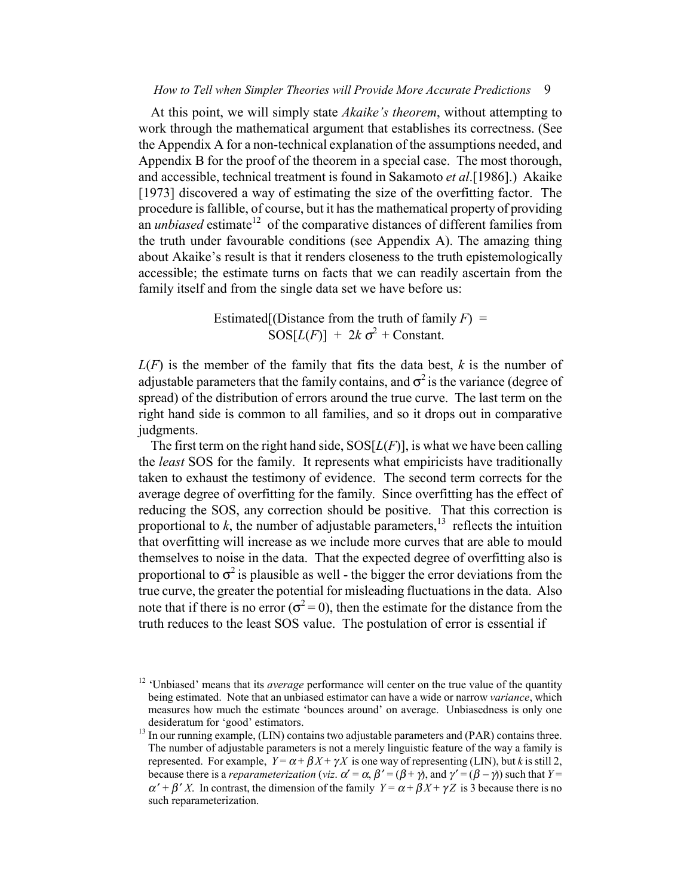At this point, we will simply state *Akaike's theorem*, without attempting to work through the mathematical argument that establishes its correctness. (See the Appendix A for a non-technical explanation of the assumptions needed, and Appendix B for the proof of the theorem in a special case. The most thorough, and accessible, technical treatment is found in Sakamoto *et al*.[1986].) Akaike [1973] discovered a way of estimating the size of the overfitting factor. The procedure is fallible, of course, but it has the mathematical property of providing an *unbiased* estimate[12] of the comparative distances of different families from the truth under favourable conditions (see Appendix A). The amazing thing about Akaike's result is that it renders closeness to the truth epistemologically accessible; the estimate turns on facts that we can readily ascertain from the family itself and from the single data set we have before us:

$$\text{Estimated[(Distance from the truth of family } F) = \text{SOS}[L(F)] + 2k\,\sigma^2 + \text{Constant.}$$

$L(F)$ is the member of the family that fits the data best, $k$ is the number of adjustable parameters that the family contains, and $\sigma^2$ is the variance (degree of spread) of the distribution of errors around the true curve. The last term on the right hand side is common to all families, and so it drops out in comparative judgments.

The first term on the right hand side, SOS[$L(F)$], is what we have been calling the *least* SOS for the family. It represents what empiricists have traditionally taken to exhaust the testimony of evidence. The second term corrects for the average degree of overfitting for the family. Since overfitting has the effect of reducing the SOS, any correction should be positive. That this correction is proportional to $k$, the number of adjustable parameters,[13] reflects the intuition that overfitting will increase as we include more curves that are able to mould themselves to noise in the data. That the expected degree of overfitting also is proportional to $\sigma^2$ is plausible as well - the bigger the error deviations from the true curve, the greater the potential for misleading fluctuations in the data. Also note that if there is no error ($\sigma^2 = 0$), then the estimate for the distance from the truth reduces to the least SOS value. The postulation of error is essential if

---

[12] 'Unbiased' means that its *average* performance will center on the true value of the quantity being estimated. Note that an unbiased estimator can have a wide or narrow *variance*, which measures how much the estimate 'bounces around' on average. Unbiasedness is only one desideratum for 'good' estimators.

[13] In our running example, (LIN) contains two adjustable parameters and (PAR) contains three. The number of adjustable parameters is not a merely linguistic feature of the way a family is represented. For example, $Y = \alpha + \beta X + \gamma X$ is one way of representing (LIN), but $k$ is still 2, because there is a *reparameterization* (*viz*. $\alpha' = \alpha$, $\beta' = (\beta + \gamma)$, and $\gamma' = (\beta - \gamma)$) such that $Y = \alpha' + \beta' X$. In contrast, the dimension of the family $Y = \alpha + \beta X + \gamma Z$ is 3 because there is no such reparameterization.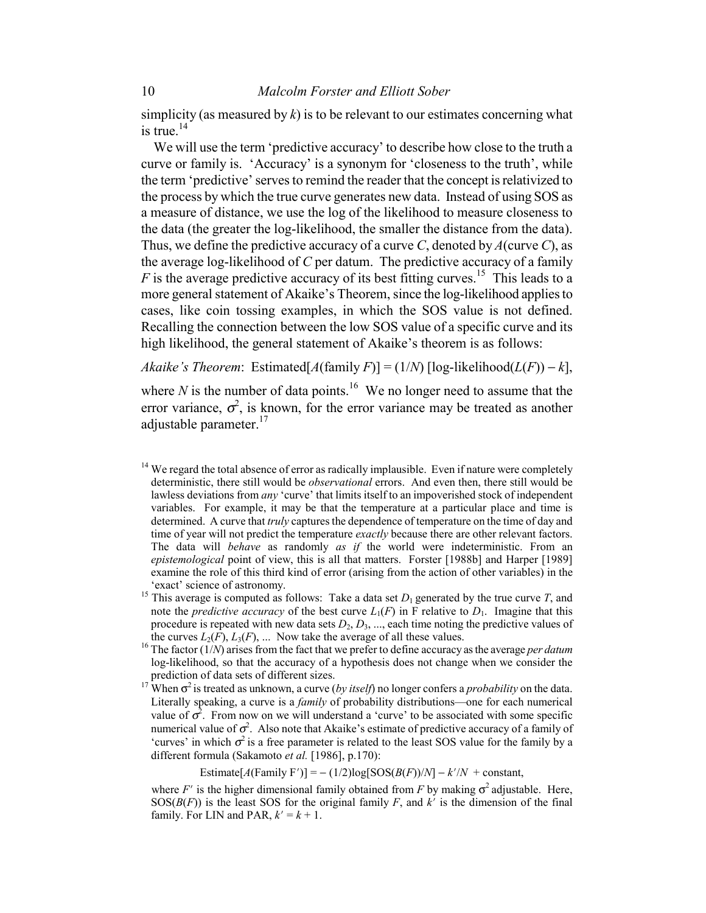simplicity (as measured by $k$) is to be relevant to our estimates concerning what is true.[14]

We will use the term 'predictive accuracy' to describe how close to the truth a curve or family is. 'Accuracy' is a synonym for 'closeness to the truth', while the term 'predictive' serves to remind the reader that the concept is relativized to the process by which the true curve generates new data. Instead of using SOS as a measure of distance, we use the log of the likelihood to measure closeness to the data (the greater the log-likelihood, the smaller the distance from the data). Thus, we define the predictive accuracy of a curve $C$, denoted by $A$(curve $C$), as the average log-likelihood of $C$ per datum. The predictive accuracy of a family $F$ is the average predictive accuracy of its best fitting curves.[15] This leads to a more general statement of Akaike's Theorem, since the log-likelihood applies to cases, like coin tossing examples, in which the SOS value is not defined. Recalling the connection between the low SOS value of a specific curve and its high likelihood, the general statement of Akaike's theorem is as follows:

*Akaike's Theorem*: Estimated[$A$(family $F$)] = $(1/N)$ [log-likelihood($L(F)$) − $k$],

where $N$ is the number of data points.[16] We no longer need to assume that the error variance, $\sigma^2$, is known, for the error variance may be treated as another adjustable parameter.[17]

---

[14] We regard the total absence of error as radically implausible. Even if nature were completely deterministic, there still would be *observational* errors. And even then, there still would be lawless deviations from *any* 'curve' that limits itself to an impoverished stock of independent variables. For example, it may be that the temperature at a particular place and time is determined. A curve that *truly* captures the dependence of temperature on the time of day and time of year will not predict the temperature *exactly* because there are other relevant factors. The data will *behave* as randomly *as if* the world were indeterministic. From an *epistemological* point of view, this is all that matters. Forster [1988b] and Harper [1989] examine the role of this third kind of error (arising from the action of other variables) in the 'exact' science of astronomy.

[15] This average is computed as follows: Take a data set $D_1$ generated by the true curve $T$, and note the *predictive accuracy* of the best curve $L_1(F)$ in F relative to $D_1$. Imagine that this procedure is repeated with new data sets $D_2$, $D_3$, ..., each time noting the predictive values of the curves $L_2(F)$, $L_3(F)$, ... Now take the average of all these values.

[16] The factor $(1/N)$ arises from the fact that we prefer to define accuracy as the average *per datum* log-likelihood, so that the accuracy of a hypothesis does not change when we consider the prediction of data sets of different sizes.

[17] When $\sigma^2$ is treated as unknown, a curve (*by itself*) no longer confers a *probability* on the data. Literally speaking, a curve is a *family* of probability distributions—one for each numerical value of $\sigma^2$. From now on we will understand a 'curve' to be associated with some specific numerical value of $\sigma^2$. Also note that Akaike's estimate of predictive accuracy of a family of 'curves' in which $\sigma^2$ is a free parameter is related to the least SOS value for the family by a different formula (Sakamoto *et al.* [1986], p.170):

$$\text{Estimate}[A(\text{Family } F')] = -(1/2)\log[\text{SOS}(B(F))/N] - k'/N + \text{constant},$$

where $F'$ is the higher dimensional family obtained from $F$ by making $\sigma^2$ adjustable. Here, SOS($B(F)$) is the least SOS for the original family $F$, and $k'$ is the dimension of the final family. For LIN and PAR, $k' = k + 1$.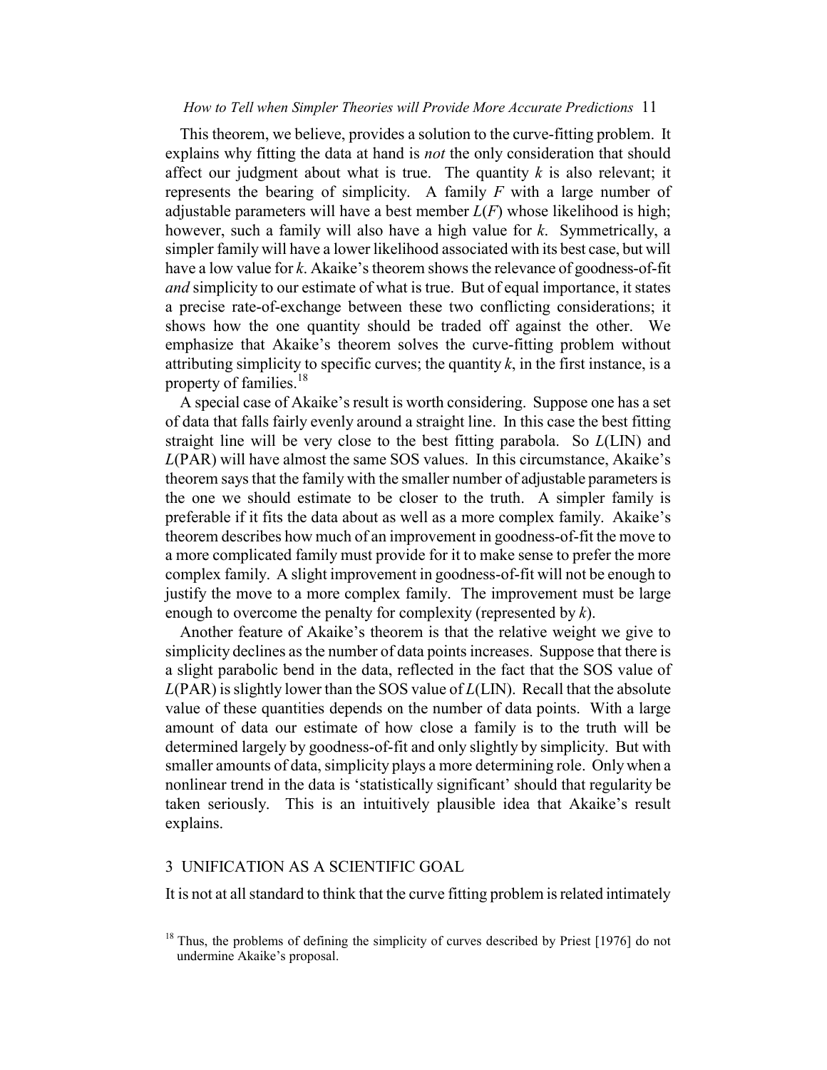This theorem, we believe, provides a solution to the curve-fitting problem. It explains why fitting the data at hand is *not* the only consideration that should affect our judgment about what is true. The quantity $k$ is also relevant; it represents the bearing of simplicity. A family $F$ with a large number of adjustable parameters will have a best member $L(F)$ whose likelihood is high; however, such a family will also have a high value for $k$. Symmetrically, a simpler family will have a lower likelihood associated with its best case, but will have a low value for $k$. Akaike's theorem shows the relevance of goodness-of-fit *and* simplicity to our estimate of what is true. But of equal importance, it states a precise rate-of-exchange between these two conflicting considerations; it shows how the one quantity should be traded off against the other. We emphasize that Akaike's theorem solves the curve-fitting problem without attributing simplicity to specific curves; the quantity $k$, in the first instance, is a property of families.[18]

A special case of Akaike's result is worth considering. Suppose one has a set of data that falls fairly evenly around a straight line. In this case the best fitting straight line will be very close to the best fitting parabola. So $L$(LIN) and $L$(PAR) will have almost the same SOS values. In this circumstance, Akaike's theorem says that the family with the smaller number of adjustable parameters is the one we should estimate to be closer to the truth. A simpler family is preferable if it fits the data about as well as a more complex family. Akaike's theorem describes how much of an improvement in goodness-of-fit the move to a more complicated family must provide for it to make sense to prefer the more complex family. A slight improvement in goodness-of-fit will not be enough to justify the move to a more complex family. The improvement must be large enough to overcome the penalty for complexity (represented by $k$).

Another feature of Akaike's theorem is that the relative weight we give to simplicity declines as the number of data points increases. Suppose that there is a slight parabolic bend in the data, reflected in the fact that the SOS value of $L$(PAR) is slightly lower than the SOS value of $L$(LIN). Recall that the absolute value of these quantities depends on the number of data points. With a large amount of data our estimate of how close a family is to the truth will be determined largely by goodness-of-fit and only slightly by simplicity. But with smaller amounts of data, simplicity plays a more determining role. Only when a nonlinear trend in the data is 'statistically significant' should that regularity be taken seriously. This is an intuitively plausible idea that Akaike's result explains.

## 3 UNIFICATION AS A SCIENTIFIC GOAL

It is not at all standard to think that the curve fitting problem is related intimately

[18] Thus, the problems of defining the simplicity of curves described by Priest [1976] do not undermine Akaike's proposal.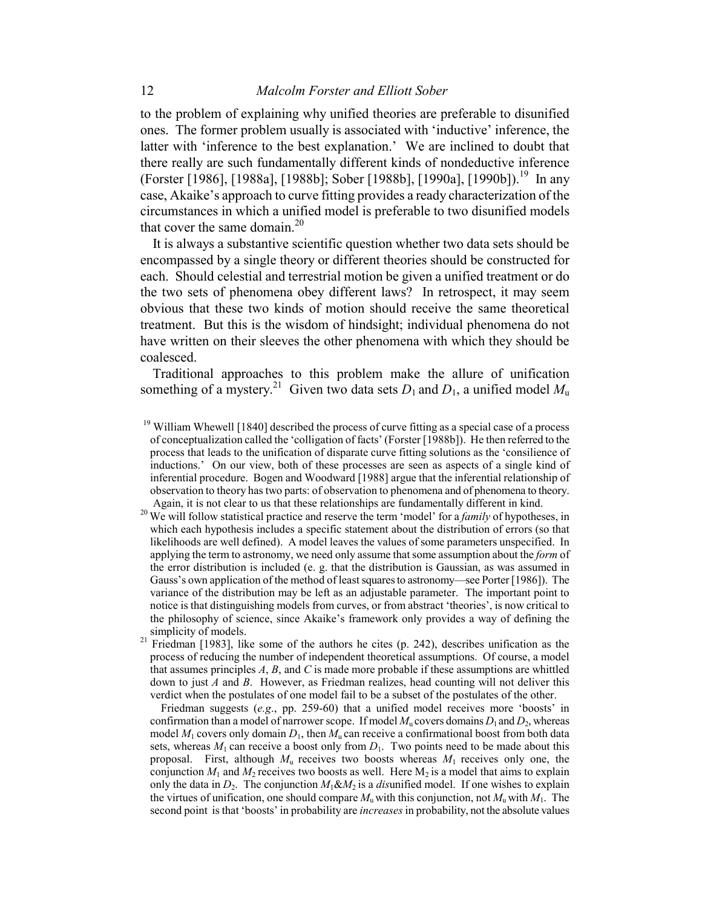to the problem of explaining why unified theories are preferable to disunified ones. The former problem usually is associated with 'inductive' inference, the latter with 'inference to the best explanation.' We are inclined to doubt that there really are such fundamentally different kinds of nondeductive inference (Forster [1986], [1988a], [1988b]; Sober [1988b], [1990a], [1990b]).[19] In any case, Akaike's approach to curve fitting provides a ready characterization of the circumstances in which a unified model is preferable to two disunified models that cover the same domain.[20]

It is always a substantive scientific question whether two data sets should be encompassed by a single theory or different theories should be constructed for each. Should celestial and terrestrial motion be given a unified treatment or do the two sets of phenomena obey different laws? In retrospect, it may seem obvious that these two kinds of motion should receive the same theoretical treatment. But this is the wisdom of hindsight; individual phenomena do not have written on their sleeves the other phenomena with which they should be coalesced.

Traditional approaches to this problem make the allure of unification something of a mystery.[21] Given two data sets $D_1$ and $D_1$, a unified model $M_u$

[19] William Whewell [1840] described the process of curve fitting as a special case of a process of conceptualization called the 'colligation of facts' (Forster [1988b]). He then referred to the process that leads to the unification of disparate curve fitting solutions as the 'consilience of inductions.' On our view, both of these processes are seen as aspects of a single kind of inferential procedure. Bogen and Woodward [1988] argue that the inferential relationship of observation to theory has two parts: of observation to phenomena and of phenomena to theory. Again, it is not clear to us that these relationships are fundamentally different in kind.

[20] We will follow statistical practice and reserve the term 'model' for a *family* of hypotheses, in which each hypothesis includes a specific statement about the distribution of errors (so that likelihoods are well defined). A model leaves the values of some parameters unspecified. In applying the term to astronomy, we need only assume that some assumption about the *form* of the error distribution is included (e. g. that the distribution is Gaussian, as was assumed in Gauss's own application of the method of least squares to astronomy—see Porter [1986]). The variance of the distribution may be left as an adjustable parameter. The important point to notice is that distinguishing models from curves, or from abstract 'theories', is now critical to the philosophy of science, since Akaike's framework only provides a way of defining the simplicity of models.

[21] Friedman [1983], like some of the authors he cites (p. 242), describes unification as the process of reducing the number of independent theoretical assumptions. Of course, a model that assumes principles $A$, $B$, and $C$ is made more probable if these assumptions are whittled down to just $A$ and $B$. However, as Friedman realizes, head counting will not deliver this verdict when the postulates of one model fail to be a subset of the postulates of the other.

Friedman suggests (*e.g*., pp. 259-60) that a unified model receives more 'boosts' in confirmation than a model of narrower scope. If model $M_u$ covers domains $D_1$ and $D_2$, whereas model $M_1$ covers only domain $D_1$, then $M_u$ can receive a confirmational boost from both data sets, whereas $M_1$ can receive a boost only from $D_1$. Two points need to be made about this proposal. First, although $M_u$ receives two boosts whereas $M_1$ receives only one, the conjunction $M_1$ and $M_2$ receives two boosts as well. Here $M_2$ is a model that aims to explain only the data in $D_2$. The conjunction $M_1$&$M_2$ is a *dis*unified model. If one wishes to explain the virtues of unification, one should compare $M_u$ with this conjunction, not $M_u$ with $M_1$. The second point is that 'boosts' in probability are *increases* in probability, not the absolute values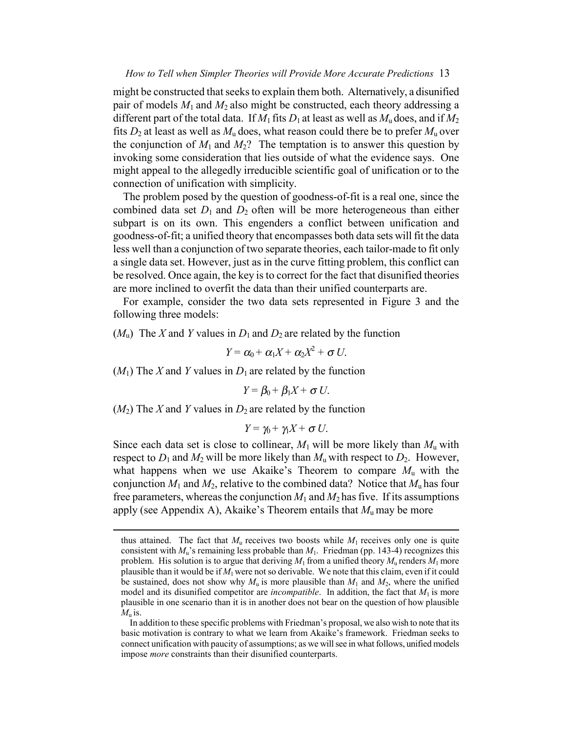might be constructed that seeks to explain them both. Alternatively, a disunified pair of models $M_1$ and $M_2$ also might be constructed, each theory addressing a different part of the total data. If $M_1$ fits $D_1$ at least as well as $M_u$ does, and if $M_2$ fits $D_2$ at least as well as $M_u$ does, what reason could there be to prefer $M_u$ over the conjunction of $M_1$ and $M_2$? The temptation is to answer this question by invoking some consideration that lies outside of what the evidence says. One might appeal to the allegedly irreducible scientific goal of unification or to the connection of unification with simplicity.

The problem posed by the question of goodness-of-fit is a real one, since the combined data set $D_1$ and $D_2$ often will be more heterogeneous than either subpart is on its own. This engenders a conflict between unification and goodness-of-fit; a unified theory that encompasses both data sets will fit the data less well than a conjunction of two separate theories, each tailor-made to fit only a single data set. However, just as in the curve fitting problem, this conflict can be resolved. Once again, the key is to correct for the fact that disunified theories are more inclined to overfit the data than their unified counterparts are.

For example, consider the two data sets represented in Figure 3 and the following three models:

($M_u$) The $X$ and $Y$ values in $D_1$ and $D_2$ are related by the function

$$Y = \alpha_0 + \alpha_1 X + \alpha_2 X^2 + \sigma U.$$

($M_1$) The $X$ and $Y$ values in $D_1$ are related by the function

$$Y = \beta_0 + \beta_1 X + \sigma U.$$

($M_2$) The $X$ and $Y$ values in $D_2$ are related by the function

$$Y = \gamma_0 + \gamma_1 X + \sigma U.$$

Since each data set is close to collinear, $M_1$ will be more likely than $M_u$ with respect to $D_1$ and $M_2$ will be more likely than $M_u$ with respect to $D_2$. However, what happens when we use Akaike's Theorem to compare $M_u$ with the conjunction $M_1$ and $M_2$, relative to the combined data? Notice that $M_u$ has four free parameters, whereas the conjunction $M_1$ and $M_2$ has five. If its assumptions apply (see Appendix A), Akaike's Theorem entails that $M_u$ may be more

---

thus attained. The fact that $M_u$ receives two boosts while $M_1$ receives only one is quite consistent with $M_u$'s remaining less probable than $M_1$. Friedman (pp. 143-4) recognizes this problem. His solution is to argue that deriving $M_1$ from a unified theory $M_u$ renders $M_1$ more plausible than it would be if $M_1$ were not so derivable. We note that this claim, even if it could be sustained, does not show why $M_u$ is more plausible than $M_1$ and $M_2$, where the unified model and its disunified competitor are *incompatible*. In addition, the fact that $M_1$ is more plausible in one scenario than it is in another does not bear on the question of how plausible $M_u$ is.

In addition to these specific problems with Friedman's proposal, we also wish to note that its basic motivation is contrary to what we learn from Akaike's framework. Friedman seeks to connect unification with paucity of assumptions; as we will see in what follows, unified models impose *more* constraints than their disunified counterparts.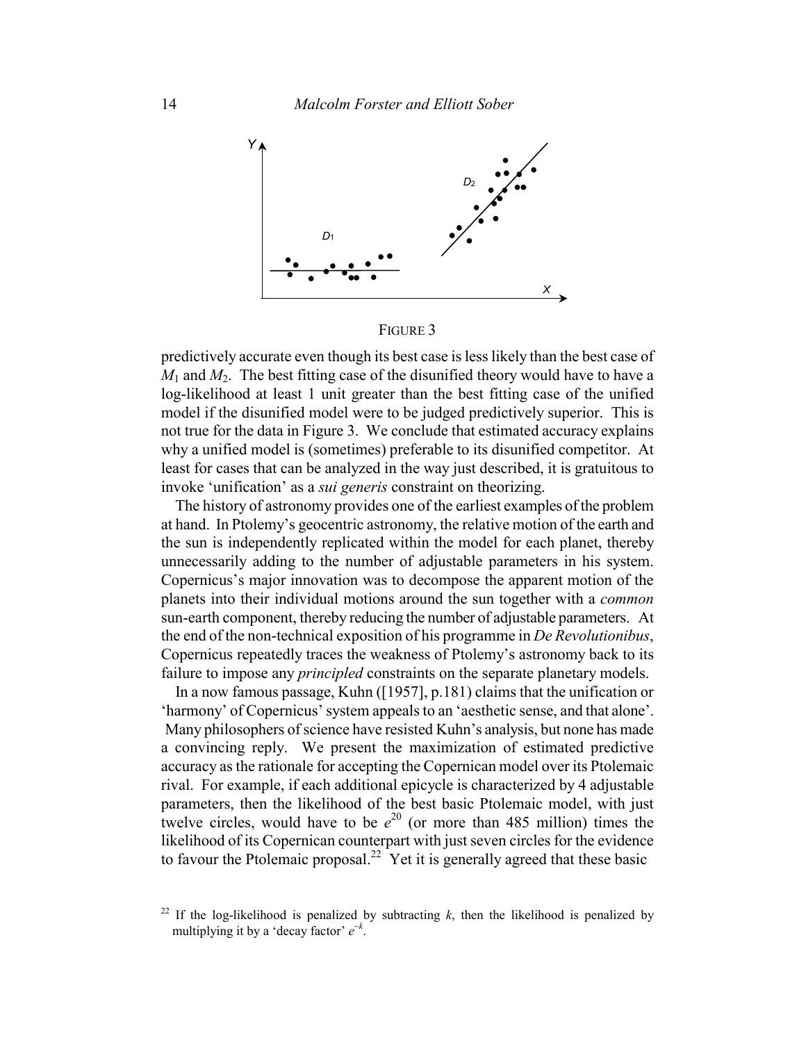FIGURE 3

predictively accurate even though its best case is less likely than the best case of $M_1$ and $M_2$. The best fitting case of the disunified theory would have to have a log-likelihood at least 1 unit greater than the best fitting case of the unified model if the disunified model were to be judged predictively superior. This is not true for the data in Figure 3. We conclude that estimated accuracy explains why a unified model is (sometimes) preferable to its disunified competitor. At least for cases that can be analyzed in the way just described, it is gratuitous to invoke 'unification' as a *sui generis* constraint on theorizing.

The history of astronomy provides one of the earliest examples of the problem at hand. In Ptolemy's geocentric astronomy, the relative motion of the earth and the sun is independently replicated within the model for each planet, thereby unnecessarily adding to the number of adjustable parameters in his system. Copernicus's major innovation was to decompose the apparent motion of the planets into their individual motions around the sun together with a *common* sun-earth component, thereby reducing the number of adjustable parameters. At the end of the non-technical exposition of his programme in *De Revolutionibus*, Copernicus repeatedly traces the weakness of Ptolemy's astronomy back to its failure to impose any *principled* constraints on the separate planetary models.

In a now famous passage, Kuhn ([1957], p.181) claims that the unification or 'harmony' of Copernicus' system appeals to an 'aesthetic sense, and that alone'. Many philosophers of science have resisted Kuhn's analysis, but none has made a convincing reply. We present the maximization of estimated predictive accuracy as the rationale for accepting the Copernican model over its Ptolemaic rival. For example, if each additional epicycle is characterized by 4 adjustable parameters, then the likelihood of the best basic Ptolemaic model, with just twelve circles, would have to be $e^{20}$ (or more than 485 million) times the likelihood of its Copernican counterpart with just seven circles for the evidence to favour the Ptolemaic proposal.[22] Yet it is generally agreed that these basic

[22] If the log-likelihood is penalized by subtracting $k$, then the likelihood is penalized by multiplying it by a 'decay factor' $e^{-k}$.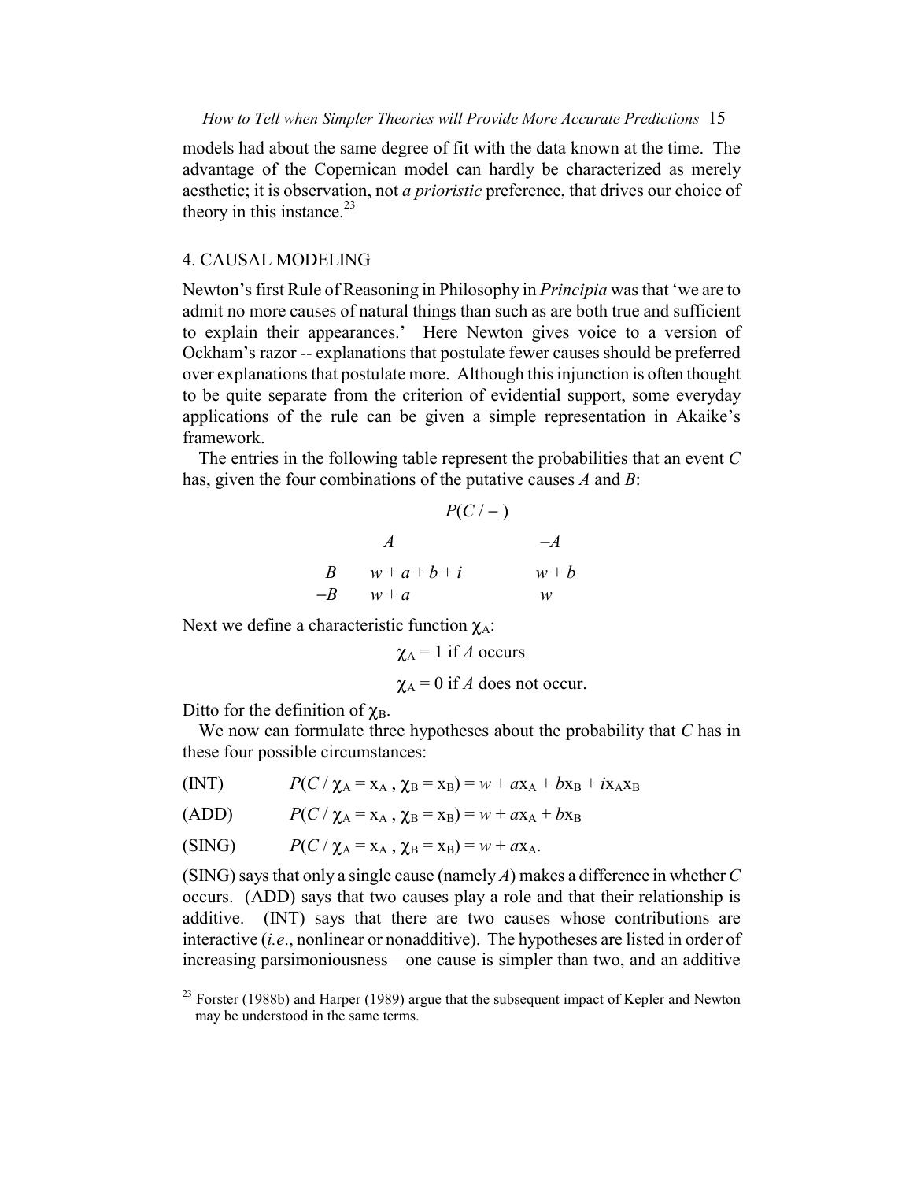models had about the same degree of fit with the data known at the time. The advantage of the Copernican model can hardly be characterized as merely aesthetic; it is observation, not *a prioristic* preference, that drives our choice of theory in this instance.[23]

## 4. CAUSAL MODELING

Newton's first Rule of Reasoning in Philosophy in *Principia* was that 'we are to admit no more causes of natural things than such as are both true and sufficient to explain their appearances.' Here Newton gives voice to a version of Ockham's razor -- explanations that postulate fewer causes should be preferred over explanations that postulate more. Although this injunction is often thought to be quite separate from the criterion of evidential support, some everyday applications of the rule can be given a simple representation in Akaike's framework.

The entries in the following table represent the probabilities that an event $C$ has, given the four combinations of the putative causes $A$ and $B$:

$P(C\,/-)$

| | $A$ | $-A$ |
|---|---|---|
| $B$ | $w + a + b + i$ | $w + b$ |
| $-B$ | $w + a$ | $w$ |

Next we define a characteristic function $\chi_A$:

$$\chi_A = 1 \text{ if } A \text{ occurs}$$

$$\chi_A = 0 \text{ if } A \text{ does not occur.}$$

Ditto for the definition of $\chi_B$.

We now can formulate three hypotheses about the probability that $C$ has in these four possible circumstances:

(INT) $\quad P(C\,/\,\chi_A = x_A\,,\,\chi_B = x_B) = w + ax_A + bx_B + ix_Ax_B$

(ADD) $\quad P(C\,/\,\chi_A = x_A\,,\,\chi_B = x_B) = w + ax_A + bx_B$

(SING) $\quad P(C\,/\,\chi_A = x_A\,,\,\chi_B = x_B) = w + ax_A$.

(SING) says that only a single cause (namely $A$) makes a difference in whether $C$ occurs. (ADD) says that two causes play a role and that their relationship is additive. (INT) says that there are two causes whose contributions are interactive (*i.e*., nonlinear or nonadditive). The hypotheses are listed in order of increasing parsimoniousness—one cause is simpler than two, and an additive

[23] Forster (1988b) and Harper (1989) argue that the subsequent impact of Kepler and Newton may be understood in the same terms.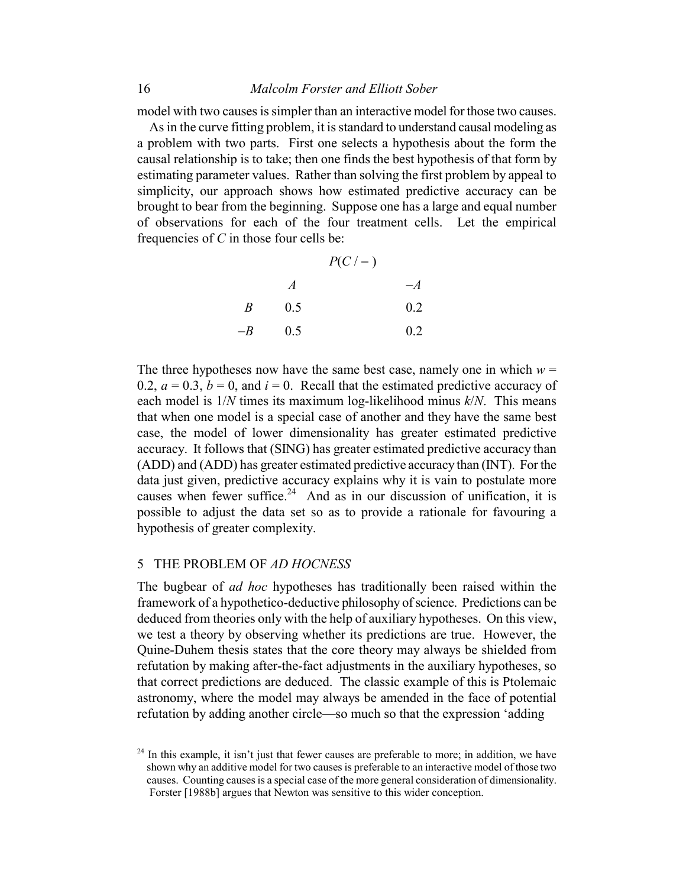model with two causes is simpler than an interactive model for those two causes.

As in the curve fitting problem, it is standard to understand causal modeling as a problem with two parts. First one selects a hypothesis about the form the causal relationship is to take; then one finds the best hypothesis of that form by estimating parameter values. Rather than solving the first problem by appeal to simplicity, our approach shows how estimated predictive accuracy can be brought to bear from the beginning. Suppose one has a large and equal number of observations for each of the four treatment cells. Let the empirical frequencies of $C$ in those four cells be:

| $P(C\,/-)$ | $A$ | $-A$ |
|---|---|---|
| $B$ | 0.5 | 0.2 |
| $-B$ | 0.5 | 0.2 |

The three hypotheses now have the same best case, namely one in which $w = 0.2$, $a = 0.3$, $b = 0$, and $i = 0$. Recall that the estimated predictive accuracy of each model is $1/N$ times its maximum log-likelihood minus $k/N$. This means that when one model is a special case of another and they have the same best case, the model of lower dimensionality has greater estimated predictive accuracy. It follows that (SING) has greater estimated predictive accuracy than (ADD) and (ADD) has greater estimated predictive accuracy than (INT). For the data just given, predictive accuracy explains why it is vain to postulate more causes when fewer suffice.[24] And as in our discussion of unification, it is possible to adjust the data set so as to provide a rationale for favouring a hypothesis of greater complexity.

## 5 THE PROBLEM OF *AD HOCNESS*

The bugbear of *ad hoc* hypotheses has traditionally been raised within the framework of a hypothetico-deductive philosophy of science. Predictions can be deduced from theories only with the help of auxiliary hypotheses. On this view, we test a theory by observing whether its predictions are true. However, the Quine-Duhem thesis states that the core theory may always be shielded from refutation by making after-the-fact adjustments in the auxiliary hypotheses, so that correct predictions are deduced. The classic example of this is Ptolemaic astronomy, where the model may always be amended in the face of potential refutation by adding another circle—so much so that the expression 'adding

[24] In this example, it isn't just that fewer causes are preferable to more; in addition, we have shown why an additive model for two causes is preferable to an interactive model of those two causes. Counting causes is a special case of the more general consideration of dimensionality. Forster [1988b] argues that Newton was sensitive to this wider conception.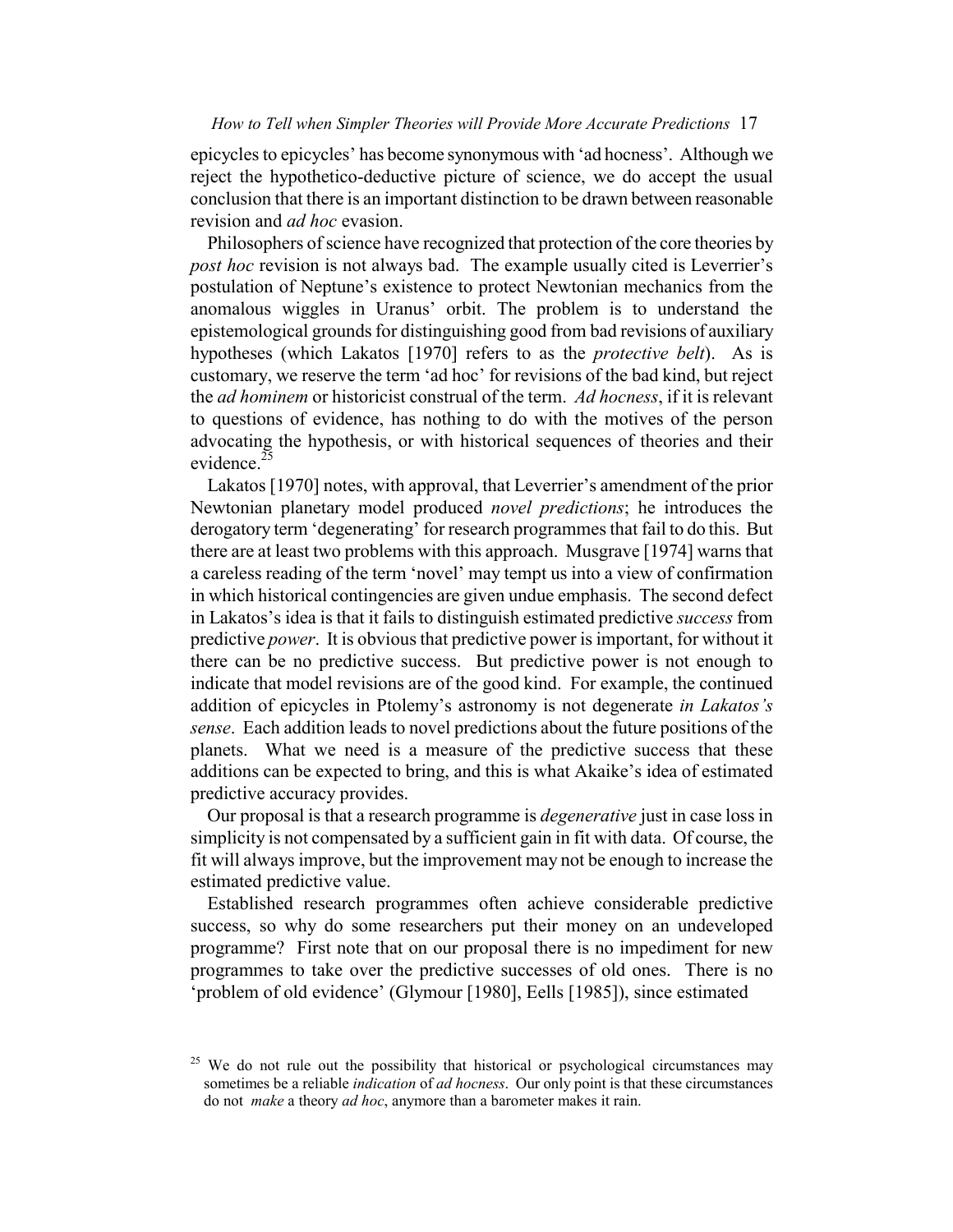epicycles to epicycles' has become synonymous with 'ad hocness'. Although we reject the hypothetico-deductive picture of science, we do accept the usual conclusion that there is an important distinction to be drawn between reasonable revision and *ad hoc* evasion.

Philosophers of science have recognized that protection of the core theories by *post hoc* revision is not always bad. The example usually cited is Leverrier's postulation of Neptune's existence to protect Newtonian mechanics from the anomalous wiggles in Uranus' orbit. The problem is to understand the epistemological grounds for distinguishing good from bad revisions of auxiliary hypotheses (which Lakatos [1970] refers to as the *protective belt*). As is customary, we reserve the term 'ad hoc' for revisions of the bad kind, but reject the *ad hominem* or historicist construal of the term. *Ad hocness*, if it is relevant to questions of evidence, has nothing to do with the motives of the person advocating the hypothesis, or with historical sequences of theories and their evidence.[25]

Lakatos [1970] notes, with approval, that Leverrier's amendment of the prior Newtonian planetary model produced *novel predictions*; he introduces the derogatory term 'degenerating' for research programmes that fail to do this. But there are at least two problems with this approach. Musgrave [1974] warns that a careless reading of the term 'novel' may tempt us into a view of confirmation in which historical contingencies are given undue emphasis. The second defect in Lakatos's idea is that it fails to distinguish estimated predictive *success* from predictive *power*. It is obvious that predictive power is important, for without it there can be no predictive success. But predictive power is not enough to indicate that model revisions are of the good kind. For example, the continued addition of epicycles in Ptolemy's astronomy is not degenerate *in Lakatos's sense*. Each addition leads to novel predictions about the future positions of the planets. What we need is a measure of the predictive success that these additions can be expected to bring, and this is what Akaike's idea of estimated predictive accuracy provides.

Our proposal is that a research programme is *degenerative* just in case loss in simplicity is not compensated by a sufficient gain in fit with data. Of course, the fit will always improve, but the improvement may not be enough to increase the estimated predictive value.

Established research programmes often achieve considerable predictive success, so why do some researchers put their money on an undeveloped programme? First note that on our proposal there is no impediment for new programmes to take over the predictive successes of old ones. There is no 'problem of old evidence' (Glymour [1980], Eells [1985]), since estimated

[25] We do not rule out the possibility that historical or psychological circumstances may sometimes be a reliable *indication* of *ad hocness*. Our only point is that these circumstances do not *make* a theory *ad hoc*, anymore than a barometer makes it rain.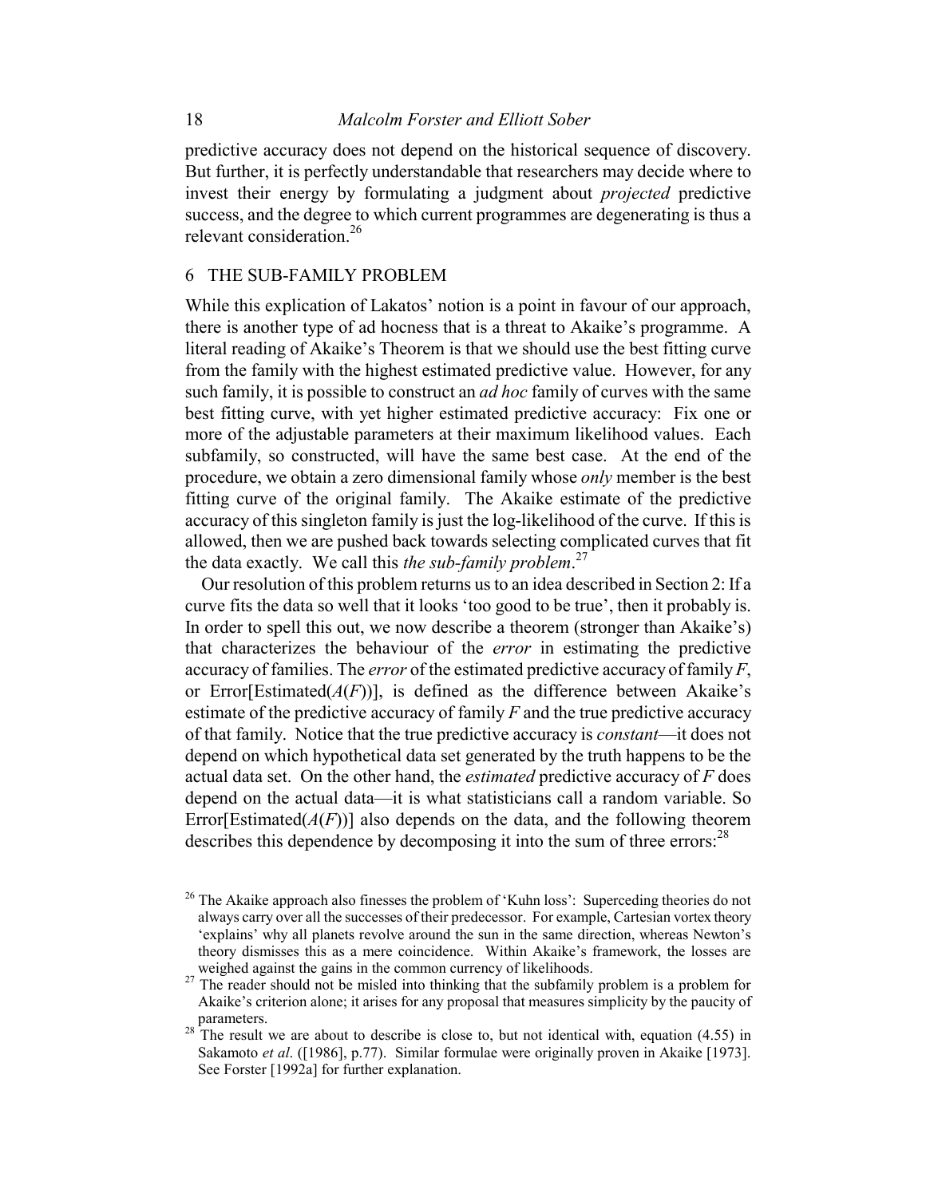predictive accuracy does not depend on the historical sequence of discovery. But further, it is perfectly understandable that researchers may decide where to invest their energy by formulating a judgment about *projected* predictive success, and the degree to which current programmes are degenerating is thus a relevant consideration.[26]

## 6 THE SUB-FAMILY PROBLEM

While this explication of Lakatos' notion is a point in favour of our approach, there is another type of ad hocness that is a threat to Akaike's programme. A literal reading of Akaike's Theorem is that we should use the best fitting curve from the family with the highest estimated predictive value. However, for any such family, it is possible to construct an *ad hoc* family of curves with the same best fitting curve, with yet higher estimated predictive accuracy: Fix one or more of the adjustable parameters at their maximum likelihood values. Each subfamily, so constructed, will have the same best case. At the end of the procedure, we obtain a zero dimensional family whose *only* member is the best fitting curve of the original family. The Akaike estimate of the predictive accuracy of this singleton family is just the log-likelihood of the curve. If this is allowed, then we are pushed back towards selecting complicated curves that fit the data exactly. We call this *the sub-family problem*.[27]

Our resolution of this problem returns us to an idea described in Section 2: If a curve fits the data so well that it looks 'too good to be true', then it probably is. In order to spell this out, we now describe a theorem (stronger than Akaike's) that characterizes the behaviour of the *error* in estimating the predictive accuracy of families. The *error* of the estimated predictive accuracy of family $F$, or Error[Estimated($A(F)$)], is defined as the difference between Akaike's estimate of the predictive accuracy of family $F$ and the true predictive accuracy of that family. Notice that the true predictive accuracy is *constant*—it does not depend on which hypothetical data set generated by the truth happens to be the actual data set. On the other hand, the *estimated* predictive accuracy of $F$ does depend on the actual data—it is what statisticians call a random variable. So Error[Estimated($A(F)$)] also depends on the data, and the following theorem describes this dependence by decomposing it into the sum of three errors:[28]

[26] The Akaike approach also finesses the problem of 'Kuhn loss': Superceding theories do not always carry over all the successes of their predecessor. For example, Cartesian vortex theory 'explains' why all planets revolve around the sun in the same direction, whereas Newton's theory dismisses this as a mere coincidence. Within Akaike's framework, the losses are weighed against the gains in the common currency of likelihoods.

[27] The reader should not be misled into thinking that the subfamily problem is a problem for Akaike's criterion alone; it arises for any proposal that measures simplicity by the paucity of parameters.

[28] The result we are about to describe is close to, but not identical with, equation (4.55) in Sakamoto *et al*. ([1986], p.77). Similar formulae were originally proven in Akaike [1973]. See Forster [1992a] for further explanation.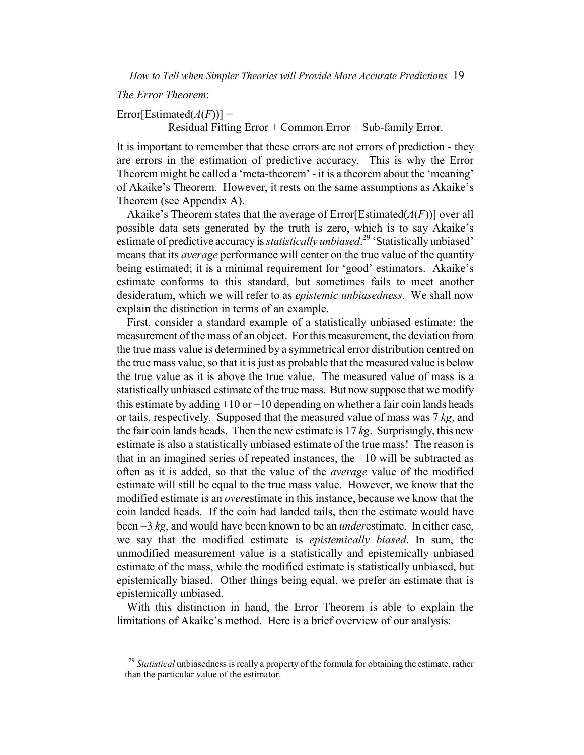*The Error Theorem*:

Error[Estimated($A(F)$)] =
Residual Fitting Error + Common Error + Sub-family Error.

It is important to remember that these errors are not errors of prediction - they are errors in the estimation of predictive accuracy. This is why the Error Theorem might be called a 'meta-theorem' - it is a theorem about the 'meaning' of Akaike's Theorem. However, it rests on the same assumptions as Akaike's Theorem (see Appendix A).

Akaike's Theorem states that the average of Error[Estimated($A(F)$)] over all possible data sets generated by the truth is zero, which is to say Akaike's estimate of predictive accuracy is *statistically unbiased*.[29] 'Statistically unbiased' means that its *average* performance will center on the true value of the quantity being estimated; it is a minimal requirement for 'good' estimators. Akaike's estimate conforms to this standard, but sometimes fails to meet another desideratum, which we will refer to as *epistemic unbiasedness*. We shall now explain the distinction in terms of an example.

First, consider a standard example of a statistically unbiased estimate: the measurement of the mass of an object. For this measurement, the deviation from the true mass value is determined by a symmetrical error distribution centred on the true mass value, so that it is just as probable that the measured value is below the true value as it is above the true value. The measured value of mass is a statistically unbiased estimate of the true mass. But now suppose that we modify this estimate by adding +10 or −10 depending on whether a fair coin lands heads or tails, respectively. Supposed that the measured value of mass was 7 *kg*, and the fair coin lands heads. Then the new estimate is 17 *kg*. Surprisingly, this new estimate is also a statistically unbiased estimate of the true mass! The reason is that in an imagined series of repeated instances, the +10 will be subtracted as often as it is added, so that the value of the *average* value of the modified estimate will still be equal to the true mass value. However, we know that the modified estimate is an *over*estimate in this instance, because we know that the coin landed heads. If the coin had landed tails, then the estimate would have been −3 *kg*, and would have been known to be an *under*estimate. In either case, we say that the modified estimate is *epistemically biased*. In sum, the unmodified measurement value is a statistically and epistemically unbiased estimate of the mass, while the modified estimate is statistically unbiased, but epistemically biased. Other things being equal, we prefer an estimate that is epistemically unbiased.

With this distinction in hand, the Error Theorem is able to explain the limitations of Akaike's method. Here is a brief overview of our analysis:

[29] *Statistical* unbiasedness is really a property of the formula for obtaining the estimate, rather than the particular value of the estimator.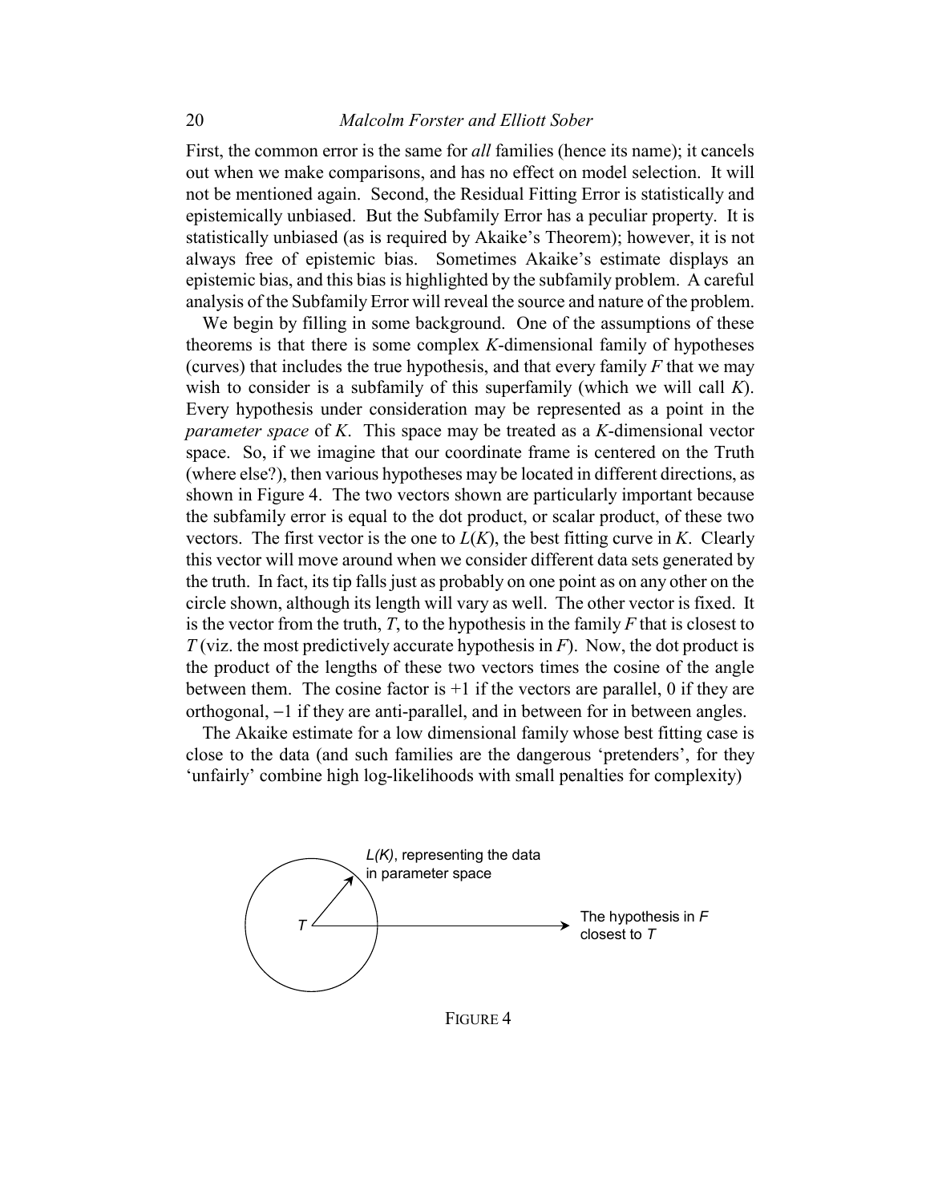First, the common error is the same for *all* families (hence its name); it cancels out when we make comparisons, and has no effect on model selection. It will not be mentioned again. Second, the Residual Fitting Error is statistically and epistemically unbiased. But the Subfamily Error has a peculiar property. It is statistically unbiased (as is required by Akaike's Theorem); however, it is not always free of epistemic bias. Sometimes Akaike's estimate displays an epistemic bias, and this bias is highlighted by the subfamily problem. A careful analysis of the Subfamily Error will reveal the source and nature of the problem.

We begin by filling in some background. One of the assumptions of these theorems is that there is some complex $K$-dimensional family of hypotheses (curves) that includes the true hypothesis, and that every family $F$ that we may wish to consider is a subfamily of this superfamily (which we will call $K$). Every hypothesis under consideration may be represented as a point in the *parameter space* of $K$. This space may be treated as a $K$-dimensional vector space. So, if we imagine that our coordinate frame is centered on the Truth (where else?), then various hypotheses may be located in different directions, as shown in Figure 4. The two vectors shown are particularly important because the subfamily error is equal to the dot product, or scalar product, of these two vectors. The first vector is the one to $L(K)$, the best fitting curve in $K$. Clearly this vector will move around when we consider different data sets generated by the truth. In fact, its tip falls just as probably on one point as on any other on the circle shown, although its length will vary as well. The other vector is fixed. It is the vector from the truth, $T$, to the hypothesis in the family $F$ that is closest to $T$ (viz. the most predictively accurate hypothesis in $F$). Now, the dot product is the product of the lengths of these two vectors times the cosine of the angle between them. The cosine factor is +1 if the vectors are parallel, 0 if they are orthogonal, −1 if they are anti-parallel, and in between for in between angles.

The Akaike estimate for a low dimensional family whose best fitting case is close to the data (and such families are the dangerous 'pretenders', for they 'unfairly' combine high log-likelihoods with small penalties for complexity)

FIGURE 4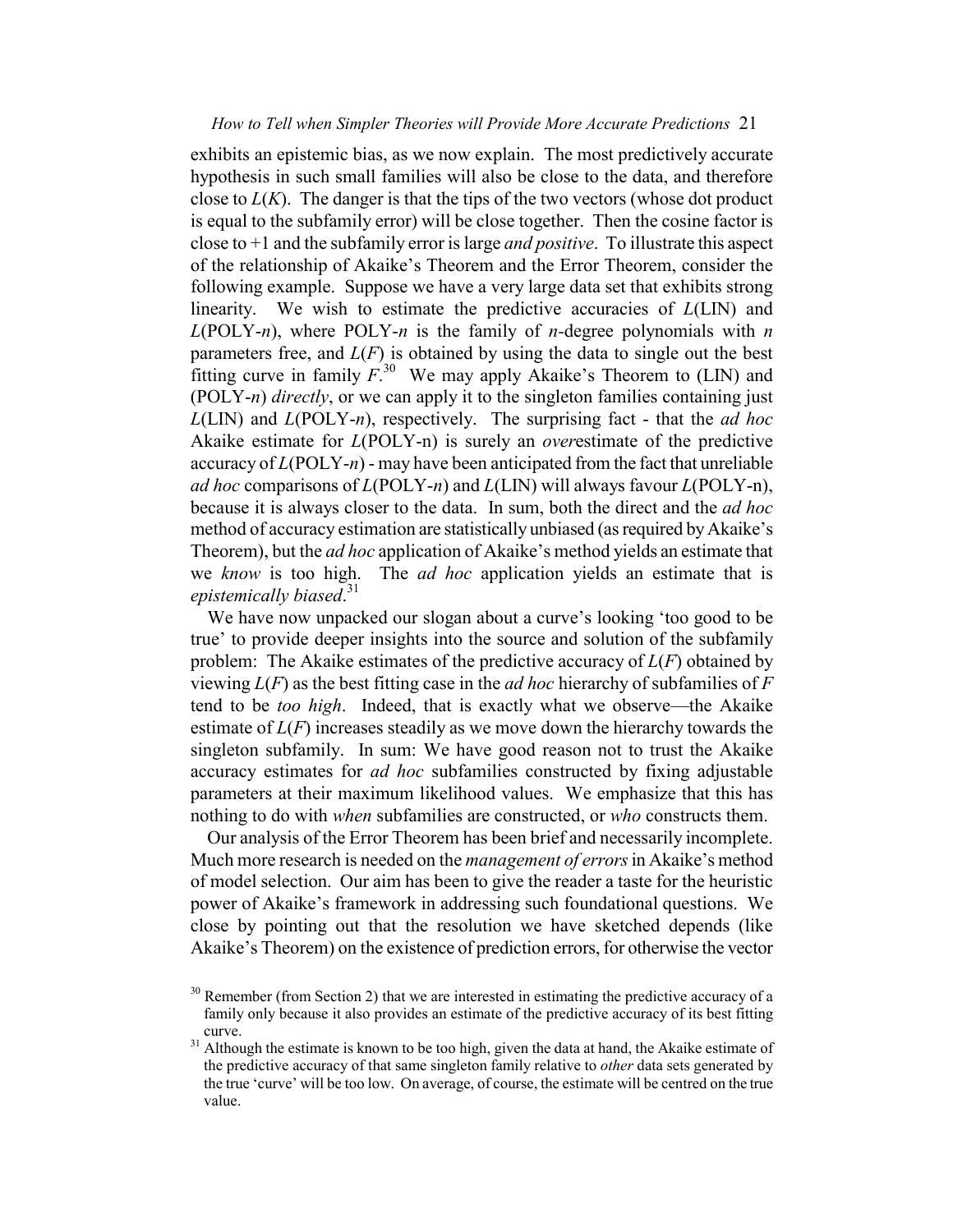exhibits an epistemic bias, as we now explain. The most predictively accurate hypothesis in such small families will also be close to the data, and therefore close to $L(K)$. The danger is that the tips of the two vectors (whose dot product is equal to the subfamily error) will be close together. Then the cosine factor is close to +1 and the subfamily error is large *and positive*. To illustrate this aspect of the relationship of Akaike's Theorem and the Error Theorem, consider the following example. Suppose we have a very large data set that exhibits strong linearity. We wish to estimate the predictive accuracies of $L$(LIN) and $L$(POLY-$n$), where POLY-$n$ is the family of $n$-degree polynomials with $n$ parameters free, and $L(F)$ is obtained by using the data to single out the best fitting curve in family $F$.[30] We may apply Akaike's Theorem to (LIN) and (POLY-$n$) *directly*, or we can apply it to the singleton families containing just $L$(LIN) and $L$(POLY-$n$), respectively. The surprising fact - that the *ad hoc* Akaike estimate for $L$(POLY-n) is surely an *over*estimate of the predictive accuracy of $L$(POLY-$n$) - may have been anticipated from the fact that unreliable *ad hoc* comparisons of $L$(POLY-$n$) and $L$(LIN) will always favour $L$(POLY-n), because it is always closer to the data. In sum, both the direct and the *ad hoc* method of accuracy estimation are statistically unbiased (as required by Akaike's Theorem), but the *ad hoc* application of Akaike's method yields an estimate that we *know* is too high. The *ad hoc* application yields an estimate that is *epistemically biased*.[31]

We have now unpacked our slogan about a curve's looking 'too good to be true' to provide deeper insights into the source and solution of the subfamily problem: The Akaike estimates of the predictive accuracy of $L(F)$ obtained by viewing $L(F)$ as the best fitting case in the *ad hoc* hierarchy of subfamilies of $F$ tend to be *too high*. Indeed, that is exactly what we observe—the Akaike estimate of $L(F)$ increases steadily as we move down the hierarchy towards the singleton subfamily. In sum: We have good reason not to trust the Akaike accuracy estimates for *ad hoc* subfamilies constructed by fixing adjustable parameters at their maximum likelihood values. We emphasize that this has nothing to do with *when* subfamilies are constructed, or *who* constructs them.

Our analysis of the Error Theorem has been brief and necessarily incomplete. Much more research is needed on the *management of errors* in Akaike's method of model selection. Our aim has been to give the reader a taste for the heuristic power of Akaike's framework in addressing such foundational questions. We close by pointing out that the resolution we have sketched depends (like Akaike's Theorem) on the existence of prediction errors, for otherwise the vector

[30] Remember (from Section 2) that we are interested in estimating the predictive accuracy of a family only because it also provides an estimate of the predictive accuracy of its best fitting curve.

[31] Although the estimate is known to be too high, given the data at hand, the Akaike estimate of the predictive accuracy of that same singleton family relative to *other* data sets generated by the true 'curve' will be too low. On average, of course, the estimate will be centred on the true value.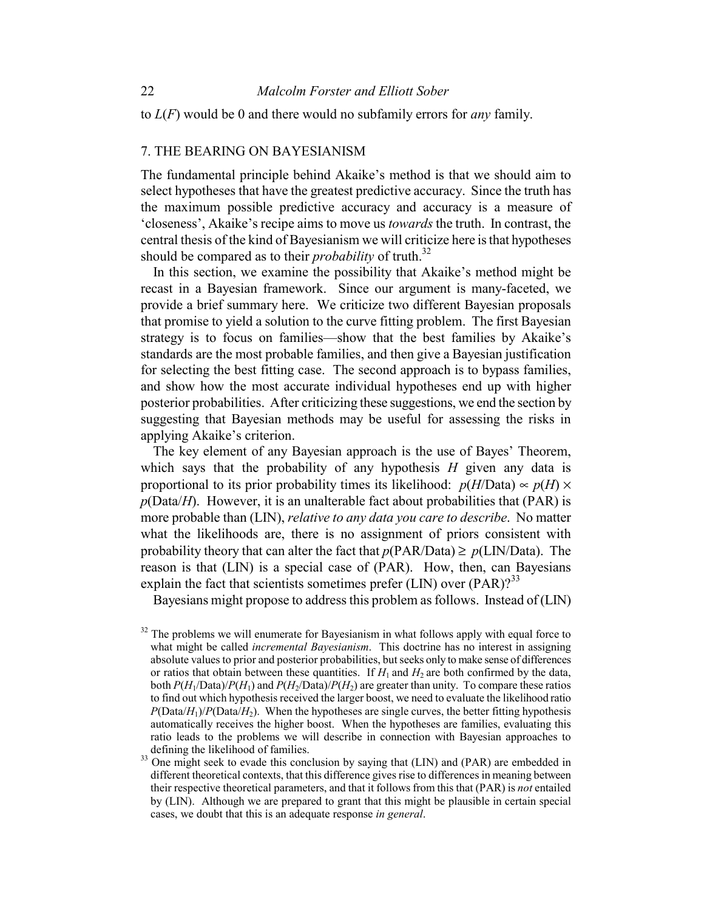to $L(F)$ would be 0 and there would no subfamily errors for *any* family.

## 7. THE BEARING ON BAYESIANISM

The fundamental principle behind Akaike's method is that we should aim to select hypotheses that have the greatest predictive accuracy. Since the truth has the maximum possible predictive accuracy and accuracy is a measure of 'closeness', Akaike's recipe aims to move us *towards* the truth. In contrast, the central thesis of the kind of Bayesianism we will criticize here is that hypotheses should be compared as to their *probability* of truth.[32]

In this section, we examine the possibility that Akaike's method might be recast in a Bayesian framework. Since our argument is many-faceted, we provide a brief summary here. We criticize two different Bayesian proposals that promise to yield a solution to the curve fitting problem. The first Bayesian strategy is to focus on families—show that the best families by Akaike's standards are the most probable families, and then give a Bayesian justification for selecting the best fitting case. The second approach is to bypass families, and show how the most accurate individual hypotheses end up with higher posterior probabilities. After criticizing these suggestions, we end the section by suggesting that Bayesian methods may be useful for assessing the risks in applying Akaike's criterion.

The key element of any Bayesian approach is the use of Bayes' Theorem, which says that the probability of any hypothesis $H$ given any data is proportional to its prior probability times its likelihood: $p(H/\text{Data}) \propto p(H) \times p(\text{Data}/H)$. However, it is an unalterable fact about probabilities that (PAR) is more probable than (LIN), *relative to any data you care to describe*. No matter what the likelihoods are, there is no assignment of priors consistent with probability theory that can alter the fact that $p(\text{PAR}/\text{Data}) \geq p(\text{LIN}/\text{Data})$. The reason is that (LIN) is a special case of (PAR). How, then, can Bayesians explain the fact that scientists sometimes prefer (LIN) over (PAR)?[33]

Bayesians might propose to address this problem as follows. Instead of (LIN)

---

[32] The problems we will enumerate for Bayesianism in what follows apply with equal force to what might be called *incremental Bayesianism*. This doctrine has no interest in assigning absolute values to prior and posterior probabilities, but seeks only to make sense of differences or ratios that obtain between these quantities. If $H_1$ and $H_2$ are both confirmed by the data, both $P(H_1/\text{Data})/P(H_1)$ and $P(H_2/\text{Data})/P(H_2)$ are greater than unity. To compare these ratios to find out which hypothesis received the larger boost, we need to evaluate the likelihood ratio $P(\text{Data}/H_1)/P(\text{Data}/H_2)$. When the hypotheses are single curves, the better fitting hypothesis automatically receives the higher boost. When the hypotheses are families, evaluating this ratio leads to the problems we will describe in connection with Bayesian approaches to defining the likelihood of families.

[33] One might seek to evade this conclusion by saying that (LIN) and (PAR) are embedded in different theoretical contexts, that this difference gives rise to differences in meaning between their respective theoretical parameters, and that it follows from this that (PAR) is *not* entailed by (LIN). Although we are prepared to grant that this might be plausible in certain special cases, we doubt that this is an adequate response *in general*.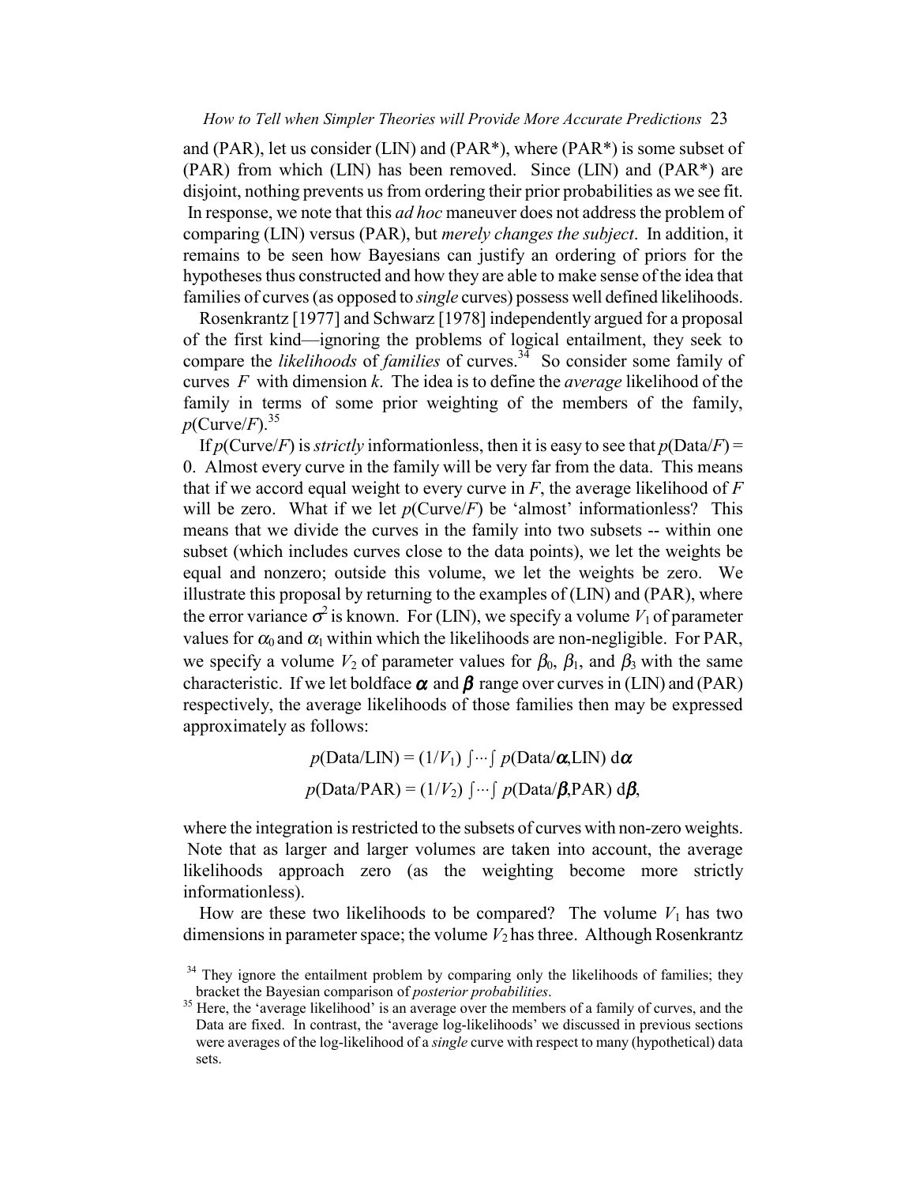and (PAR), let us consider (LIN) and (PAR*), where (PAR*) is some subset of (PAR) from which (LIN) has been removed. Since (LIN) and (PAR*) are disjoint, nothing prevents us from ordering their prior probabilities as we see fit. In response, we note that this *ad hoc* maneuver does not address the problem of comparing (LIN) versus (PAR), but *merely changes the subject*. In addition, it remains to be seen how Bayesians can justify an ordering of priors for the hypotheses thus constructed and how they are able to make sense of the idea that families of curves (as opposed to *single* curves) possess well defined likelihoods.

Rosenkrantz [1977] and Schwarz [1978] independently argued for a proposal of the first kind—ignoring the problems of logical entailment, they seek to compare the *likelihoods* of *families* of curves.[34] So consider some family of curves $F$ with dimension $k$. The idea is to define the *average* likelihood of the family in terms of some prior weighting of the members of the family, $p(\text{Curve}/F)$.[35]

If $p(\text{Curve}/F)$ is *strictly* informationless, then it is easy to see that $p(\text{Data}/F) = 0$. Almost every curve in the family will be very far from the data. This means that if we accord equal weight to every curve in $F$, the average likelihood of $F$ will be zero. What if we let $p(\text{Curve}/F)$ be 'almost' informationless? This means that we divide the curves in the family into two subsets -- within one subset (which includes curves close to the data points), we let the weights be equal and nonzero; outside this volume, we let the weights be zero. We illustrate this proposal by returning to the examples of (LIN) and (PAR), where the error variance $\sigma^2$ is known. For (LIN), we specify a volume $V_1$ of parameter values for $\alpha_0$ and $\alpha_1$ within which the likelihoods are non-negligible. For PAR, we specify a volume $V_2$ of parameter values for $\beta_0$, $\beta_1$, and $\beta_3$ with the same characteristic. If we let boldface $\boldsymbol{\alpha}$ and $\boldsymbol{\beta}$ range over curves in (LIN) and (PAR) respectively, the average likelihoods of those families then may be expressed approximately as follows:

$$p(\text{Data}/\text{LIN}) = (1/V_1) \int\cdots\int p(\text{Data}/\boldsymbol{\alpha},\text{LIN})\, d\boldsymbol{\alpha}$$

$$p(\text{Data}/\text{PAR}) = (1/V_2) \int\cdots\int p(\text{Data}/\boldsymbol{\beta},\text{PAR})\, d\boldsymbol{\beta},$$

where the integration is restricted to the subsets of curves with non-zero weights. Note that as larger and larger volumes are taken into account, the average likelihoods approach zero (as the weighting become more strictly informationless).

How are these two likelihoods to be compared? The volume $V_1$ has two dimensions in parameter space; the volume $V_2$ has three. Although Rosenkrantz

[34] They ignore the entailment problem by comparing only the likelihoods of families; they bracket the Bayesian comparison of *posterior probabilities*.

[35] Here, the 'average likelihood' is an average over the members of a family of curves, and the Data are fixed. In contrast, the 'average log-likelihoods' we discussed in previous sections were averages of the log-likelihood of a *single* curve with respect to many (hypothetical) data sets.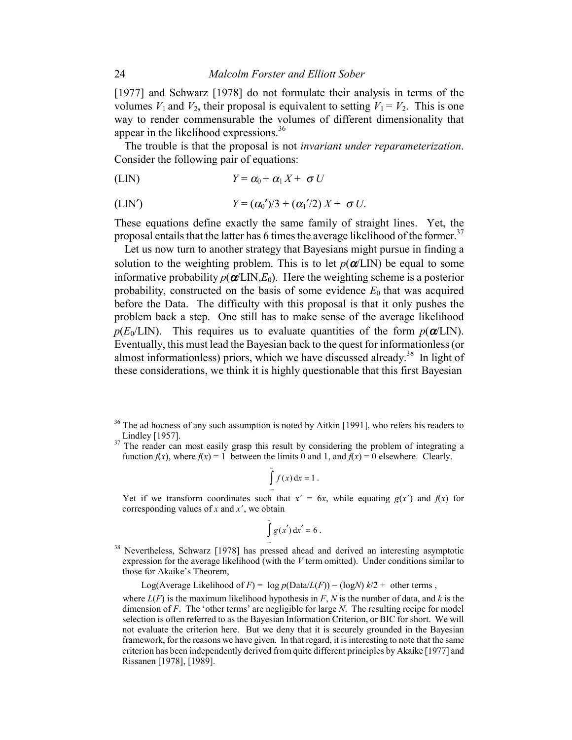[1977] and Schwarz [1978] do not formulate their analysis in terms of the volumes $V_1$ and $V_2$, their proposal is equivalent to setting $V_1 = V_2$. This is one way to render commensurable the volumes of different dimensionality that appear in the likelihood expressions.[36]

The trouble is that the proposal is not *invariant under reparameterization*. Consider the following pair of equations:

(LIN) $$Y = \alpha_0 + \alpha_1 X + \sigma U$$

(LIN′) $$Y = (\alpha_0')/3 + (\alpha_1'/2)\, X + \sigma U.$$

These equations define exactly the same family of straight lines. Yet, the proposal entails that the latter has 6 times the average likelihood of the former.[37]

Let us now turn to another strategy that Bayesians might pursue in finding a solution to the weighting problem. This is to let $p(\alpha/\text{LIN})$ be equal to some informative probability $p(\alpha/\text{LIN}, E_0)$. Here the weighting scheme is a posterior probability, constructed on the basis of some evidence $E_0$ that was acquired before the Data. The difficulty with this proposal is that it only pushes the problem back a step. One still has to make sense of the average likelihood $p(E_0/\text{LIN})$. This requires us to evaluate quantities of the form $p(\alpha/\text{LIN})$. Eventually, this must lead the Bayesian back to the quest for informationless (or almost informationless) priors, which we have discussed already.[38] In light of these considerations, we think it is highly questionable that this first Bayesian

---

[36] The ad hocness of any such assumption is noted by Aitkin [1991], who refers his readers to Lindley [1957].

[37] The reader can most easily grasp this result by considering the problem of integrating a function $f(x)$, where $f(x) = 1$ between the limits 0 and 1, and $f(x) = 0$ elsewhere. Clearly,

$$\int_{-\infty}^{\infty} f(x)\,\mathrm{d}x = 1\,.$$

Yet if we transform coordinates such that $x' = 6x$, while equating $g(x')$ and $f(x)$ for corresponding values of $x$ and $x'$, we obtain

$$\int_{-\infty}^{\infty} g(x')\,\mathrm{d}x' = 6\,.$$

[38] Nevertheless, Schwarz [1978] has pressed ahead and derived an interesting asymptotic expression for the average likelihood (with the $V$ term omitted). Under conditions similar to those for Akaike's Theorem,

$$\text{Log(Average Likelihood of } F) = \log p(\text{Data}/L(F)) - (\log N)\, k/2 + \text{ other terms}\,,$$

where $L(F)$ is the maximum likelihood hypothesis in $F$, $N$ is the number of data, and $k$ is the dimension of $F$. The 'other terms' are negligible for large $N$. The resulting recipe for model selection is often referred to as the Bayesian Information Criterion, or BIC for short. We will not evaluate the criterion here. But we deny that it is securely grounded in the Bayesian framework, for the reasons we have given. In that regard, it is interesting to note that the same criterion has been independently derived from quite different principles by Akaike [1977] and Rissanen [1978], [1989].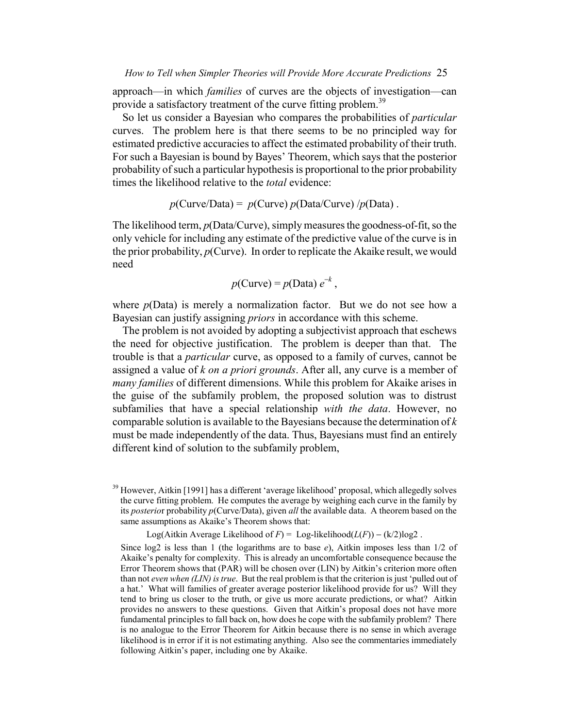approach—in which *families* of curves are the objects of investigation—can provide a satisfactory treatment of the curve fitting problem.[39]

So let us consider a Bayesian who compares the probabilities of *particular* curves. The problem here is that there seems to be no principled way for estimated predictive accuracies to affect the estimated probability of their truth. For such a Bayesian is bound by Bayes' Theorem, which says that the posterior probability of such a particular hypothesis is proportional to the prior probability times the likelihood relative to the *total* evidence:

$$p(\text{Curve/Data}) = p(\text{Curve})\, p(\text{Data/Curve}) / p(\text{Data}) .$$

The likelihood term, $p$(Data/Curve), simply measures the goodness-of-fit, so the only vehicle for including any estimate of the predictive value of the curve is in the prior probability, $p$(Curve). In order to replicate the Akaike result, we would need

$$p(\text{Curve}) = p(\text{Data})\, e^{-k} ,$$

where $p$(Data) is merely a normalization factor. But we do not see how a Bayesian can justify assigning *priors* in accordance with this scheme.

The problem is not avoided by adopting a subjectivist approach that eschews the need for objective justification. The problem is deeper than that. The trouble is that a *particular* curve, as opposed to a family of curves, cannot be assigned a value of $k$ *on a priori grounds*. After all, any curve is a member of *many families* of different dimensions. While this problem for Akaike arises in the guise of the subfamily problem, the proposed solution was to distrust subfamilies that have a special relationship *with the data*. However, no comparable solution is available to the Bayesians because the determination of $k$ must be made independently of the data. Thus, Bayesians must find an entirely different kind of solution to the subfamily problem,

[39] However, Aitkin [1991] has a different 'average likelihood' proposal, which allegedly solves the curve fitting problem. He computes the average by weighing each curve in the family by its *posterior* probability $p$(Curve/Data), given *all* the available data. A theorem based on the same assumptions as Akaike's Theorem shows that:

$$\text{Log(Aitkin Average Likelihood of } F) = \text{Log-likelihood}(L(F)) - (k/2)\log 2 .$$

Since log2 is less than 1 (the logarithms are to base $e$), Aitkin imposes less than 1/2 of Akaike's penalty for complexity. This is already an uncomfortable consequence because the Error Theorem shows that (PAR) will be chosen over (LIN) by Aitkin's criterion more often than not *even when (LIN) is true*. But the real problem is that the criterion is just 'pulled out of a hat.' What will families of greater average posterior likelihood provide for us? Will they tend to bring us closer to the truth, or give us more accurate predictions, or what? Aitkin provides no answers to these questions. Given that Aitkin's proposal does not have more fundamental principles to fall back on, how does he cope with the subfamily problem? There is no analogue to the Error Theorem for Aitkin because there is no sense in which average likelihood is in error if it is not estimating anything. Also see the commentaries immediately following Aitkin's paper, including one by Akaike.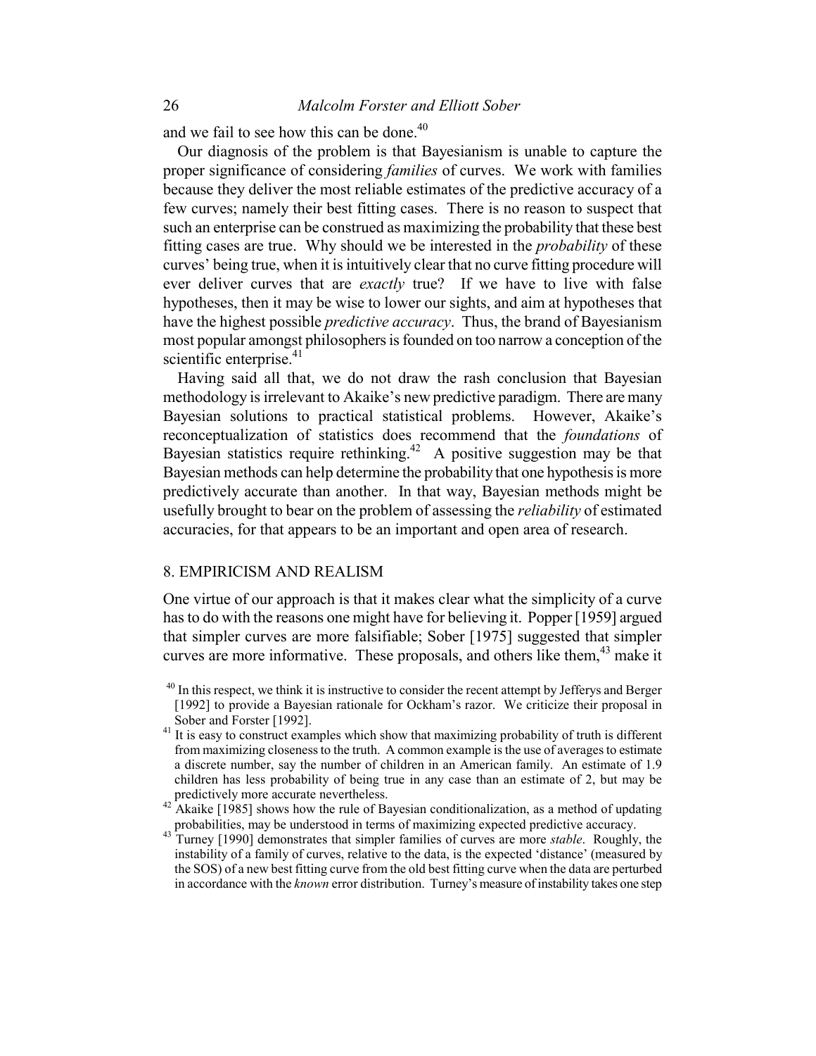and we fail to see how this can be done.[40]

Our diagnosis of the problem is that Bayesianism is unable to capture the proper significance of considering *families* of curves. We work with families because they deliver the most reliable estimates of the predictive accuracy of a few curves; namely their best fitting cases. There is no reason to suspect that such an enterprise can be construed as maximizing the probability that these best fitting cases are true. Why should we be interested in the *probability* of these curves' being true, when it is intuitively clear that no curve fitting procedure will ever deliver curves that are *exactly* true? If we have to live with false hypotheses, then it may be wise to lower our sights, and aim at hypotheses that have the highest possible *predictive accuracy*. Thus, the brand of Bayesianism most popular amongst philosophers is founded on too narrow a conception of the scientific enterprise.[41]

Having said all that, we do not draw the rash conclusion that Bayesian methodology is irrelevant to Akaike's new predictive paradigm. There are many Bayesian solutions to practical statistical problems. However, Akaike's reconceptualization of statistics does recommend that the *foundations* of Bayesian statistics require rethinking.[42] A positive suggestion may be that Bayesian methods can help determine the probability that one hypothesis is more predictively accurate than another. In that way, Bayesian methods might be usefully brought to bear on the problem of assessing the *reliability* of estimated accuracies, for that appears to be an important and open area of research.

## 8. EMPIRICISM AND REALISM

One virtue of our approach is that it makes clear what the simplicity of a curve has to do with the reasons one might have for believing it. Popper [1959] argued that simpler curves are more falsifiable; Sober [1975] suggested that simpler curves are more informative. These proposals, and others like them,[43] make it

[40] In this respect, we think it is instructive to consider the recent attempt by Jefferys and Berger [1992] to provide a Bayesian rationale for Ockham's razor. We criticize their proposal in Sober and Forster [1992].

[41] It is easy to construct examples which show that maximizing probability of truth is different from maximizing closeness to the truth. A common example is the use of averages to estimate a discrete number, say the number of children in an American family. An estimate of 1.9 children has less probability of being true in any case than an estimate of 2, but may be predictively more accurate nevertheless.

[42] Akaike [1985] shows how the rule of Bayesian conditionalization, as a method of updating probabilities, may be understood in terms of maximizing expected predictive accuracy.

[43] Turney [1990] demonstrates that simpler families of curves are more *stable*. Roughly, the instability of a family of curves, relative to the data, is the expected 'distance' (measured by the SOS) of a new best fitting curve from the old best fitting curve when the data are perturbed in accordance with the *known* error distribution. Turney's measure of instability takes one step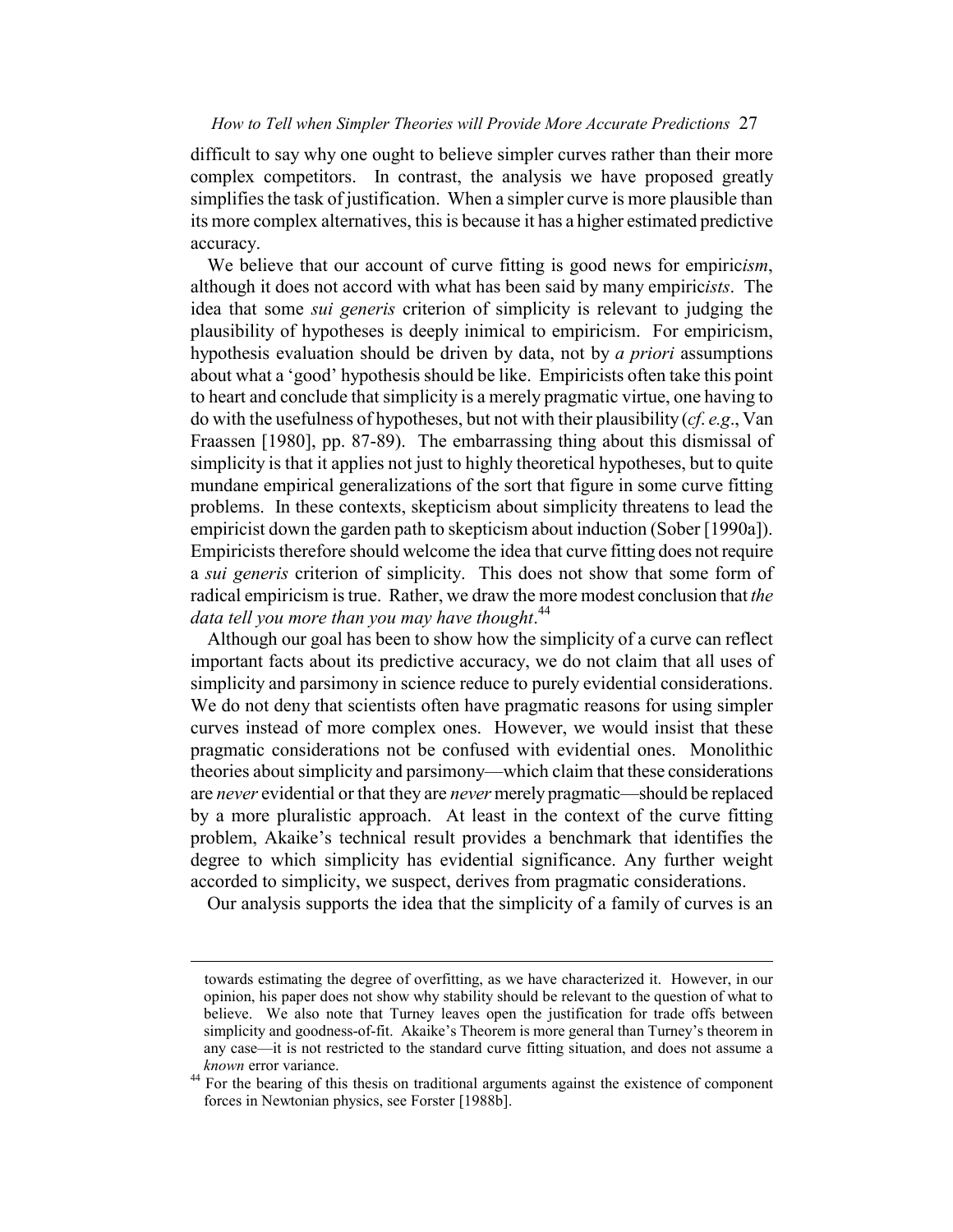difficult to say why one ought to believe simpler curves rather than their more complex competitors. In contrast, the analysis we have proposed greatly simplifies the task of justification. When a simpler curve is more plausible than its more complex alternatives, this is because it has a higher estimated predictive accuracy.

We believe that our account of curve fitting is good news for empiric*ism*, although it does not accord with what has been said by many empiric*ists*. The idea that some *sui generis* criterion of simplicity is relevant to judging the plausibility of hypotheses is deeply inimical to empiricism. For empiricism, hypothesis evaluation should be driven by data, not by *a priori* assumptions about what a 'good' hypothesis should be like. Empiricists often take this point to heart and conclude that simplicity is a merely pragmatic virtue, one having to do with the usefulness of hypotheses, but not with their plausibility (*cf*. *e.g*., Van Fraassen [1980], pp. 87-89). The embarrassing thing about this dismissal of simplicity is that it applies not just to highly theoretical hypotheses, but to quite mundane empirical generalizations of the sort that figure in some curve fitting problems. In these contexts, skepticism about simplicity threatens to lead the empiricist down the garden path to skepticism about induction (Sober [1990a]). Empiricists therefore should welcome the idea that curve fitting does not require a *sui generis* criterion of simplicity. This does not show that some form of radical empiricism is true. Rather, we draw the more modest conclusion that *the data tell you more than you may have thought*.[44]

Although our goal has been to show how the simplicity of a curve can reflect important facts about its predictive accuracy, we do not claim that all uses of simplicity and parsimony in science reduce to purely evidential considerations. We do not deny that scientists often have pragmatic reasons for using simpler curves instead of more complex ones. However, we would insist that these pragmatic considerations not be confused with evidential ones. Monolithic theories about simplicity and parsimony—which claim that these considerations are *never* evidential or that they are *never* merely pragmatic—should be replaced by a more pluralistic approach. At least in the context of the curve fitting problem, Akaike's technical result provides a benchmark that identifies the degree to which simplicity has evidential significance. Any further weight accorded to simplicity, we suspect, derives from pragmatic considerations.

Our analysis supports the idea that the simplicity of a family of curves is an

---

towards estimating the degree of overfitting, as we have characterized it. However, in our opinion, his paper does not show why stability should be relevant to the question of what to believe. We also note that Turney leaves open the justification for trade offs between simplicity and goodness-of-fit. Akaike's Theorem is more general than Turney's theorem in any case—it is not restricted to the standard curve fitting situation, and does not assume a *known* error variance.

[44] For the bearing of this thesis on traditional arguments against the existence of component forces in Newtonian physics, see Forster [1988b].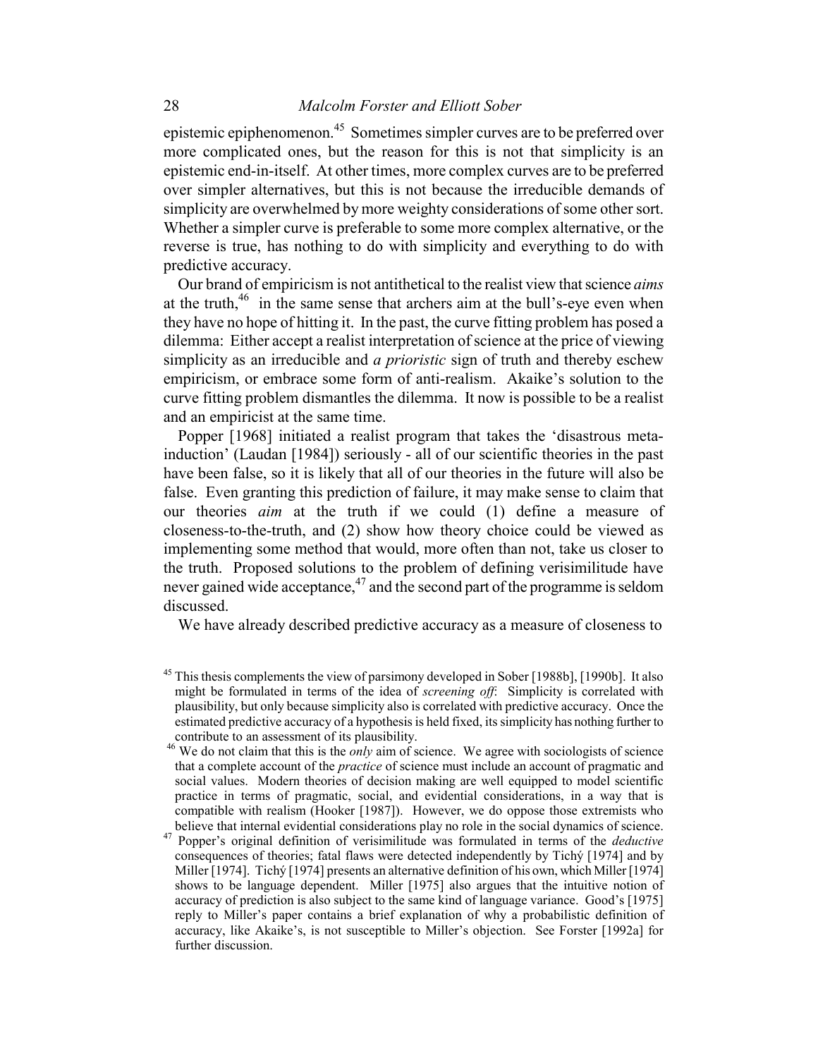epistemic epiphenomenon.[45] Sometimes simpler curves are to be preferred over more complicated ones, but the reason for this is not that simplicity is an epistemic end-in-itself. At other times, more complex curves are to be preferred over simpler alternatives, but this is not because the irreducible demands of simplicity are overwhelmed by more weighty considerations of some other sort. Whether a simpler curve is preferable to some more complex alternative, or the reverse is true, has nothing to do with simplicity and everything to do with predictive accuracy.

Our brand of empiricism is not antithetical to the realist view that science *aims* at the truth,[46] in the same sense that archers aim at the bull's-eye even when they have no hope of hitting it. In the past, the curve fitting problem has posed a dilemma: Either accept a realist interpretation of science at the price of viewing simplicity as an irreducible and *a prioristic* sign of truth and thereby eschew empiricism, or embrace some form of anti-realism. Akaike's solution to the curve fitting problem dismantles the dilemma. It now is possible to be a realist and an empiricist at the same time.

Popper [1968] initiated a realist program that takes the 'disastrous meta-induction' (Laudan [1984]) seriously - all of our scientific theories in the past have been false, so it is likely that all of our theories in the future will also be false. Even granting this prediction of failure, it may make sense to claim that our theories *aim* at the truth if we could (1) define a measure of closeness-to-the-truth, and (2) show how theory choice could be viewed as implementing some method that would, more often than not, take us closer to the truth. Proposed solutions to the problem of defining verisimilitude have never gained wide acceptance,[47] and the second part of the programme is seldom discussed.

We have already described predictive accuracy as a measure of closeness to

[45] This thesis complements the view of parsimony developed in Sober [1988b], [1990b]. It also might be formulated in terms of the idea of *screening off*: Simplicity is correlated with plausibility, but only because simplicity also is correlated with predictive accuracy. Once the estimated predictive accuracy of a hypothesis is held fixed, its simplicity has nothing further to contribute to an assessment of its plausibility.

[46] We do not claim that this is the *only* aim of science. We agree with sociologists of science that a complete account of the *practice* of science must include an account of pragmatic and social values. Modern theories of decision making are well equipped to model scientific practice in terms of pragmatic, social, and evidential considerations, in a way that is compatible with realism (Hooker [1987]). However, we do oppose those extremists who believe that internal evidential considerations play no role in the social dynamics of science.

[47] Popper's original definition of verisimilitude was formulated in terms of the *deductive* consequences of theories; fatal flaws were detected independently by Tichý [1974] and by Miller [1974]. Tichý [1974] presents an alternative definition of his own, which Miller [1974] shows to be language dependent. Miller [1975] also argues that the intuitive notion of accuracy of prediction is also subject to the same kind of language variance. Good's [1975] reply to Miller's paper contains a brief explanation of why a probabilistic definition of accuracy, like Akaike's, is not susceptible to Miller's objection. See Forster [1992a] for further discussion.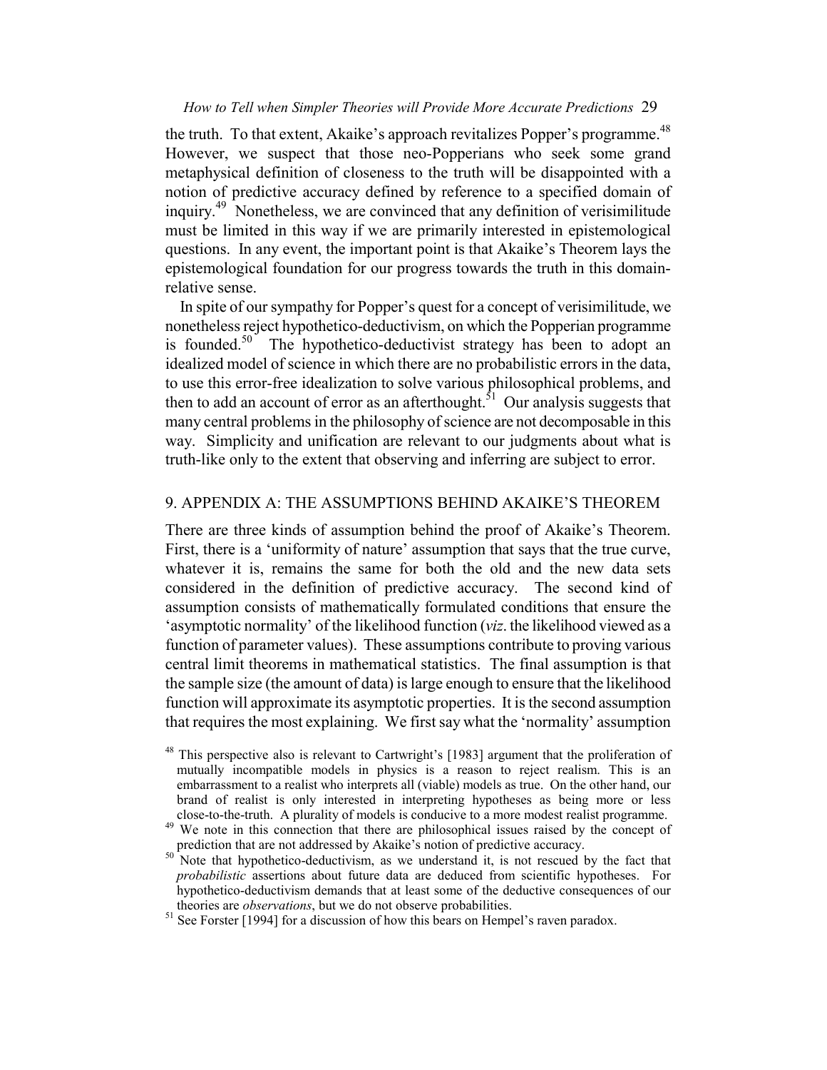the truth. To that extent, Akaike's approach revitalizes Popper's programme.[48] However, we suspect that those neo-Popperians who seek some grand metaphysical definition of closeness to the truth will be disappointed with a notion of predictive accuracy defined by reference to a specified domain of inquiry.[49] Nonetheless, we are convinced that any definition of verisimilitude must be limited in this way if we are primarily interested in epistemological questions. In any event, the important point is that Akaike's Theorem lays the epistemological foundation for our progress towards the truth in this domain-relative sense.

In spite of our sympathy for Popper's quest for a concept of verisimilitude, we nonetheless reject hypothetico-deductivism, on which the Popperian programme is founded.[50] The hypothetico-deductivist strategy has been to adopt an idealized model of science in which there are no probabilistic errors in the data, to use this error-free idealization to solve various philosophical problems, and then to add an account of error as an afterthought.[51] Our analysis suggests that many central problems in the philosophy of science are not decomposable in this way. Simplicity and unification are relevant to our judgments about what is truth-like only to the extent that observing and inferring are subject to error.

## 9. APPENDIX A: THE ASSUMPTIONS BEHIND AKAIKE'S THEOREM

There are three kinds of assumption behind the proof of Akaike's Theorem. First, there is a 'uniformity of nature' assumption that says that the true curve, whatever it is, remains the same for both the old and the new data sets considered in the definition of predictive accuracy. The second kind of assumption consists of mathematically formulated conditions that ensure the 'asymptotic normality' of the likelihood function (*viz*. the likelihood viewed as a function of parameter values). These assumptions contribute to proving various central limit theorems in mathematical statistics. The final assumption is that the sample size (the amount of data) is large enough to ensure that the likelihood function will approximate its asymptotic properties. It is the second assumption that requires the most explaining. We first say what the 'normality' assumption

---

[48] This perspective also is relevant to Cartwright's [1983] argument that the proliferation of mutually incompatible models in physics is a reason to reject realism. This is an embarrassment to a realist who interprets all (viable) models as true. On the other hand, our brand of realist is only interested in interpreting hypotheses as being more or less close-to-the-truth. A plurality of models is conducive to a more modest realist programme.

[49] We note in this connection that there are philosophical issues raised by the concept of prediction that are not addressed by Akaike's notion of predictive accuracy.

[50] Note that hypothetico-deductivism, as we understand it, is not rescued by the fact that *probabilistic* assertions about future data are deduced from scientific hypotheses. For hypothetico-deductivism demands that at least some of the deductive consequences of our theories are *observations*, but we do not observe probabilities.

[51] See Forster [1994] for a discussion of how this bears on Hempel's raven paradox.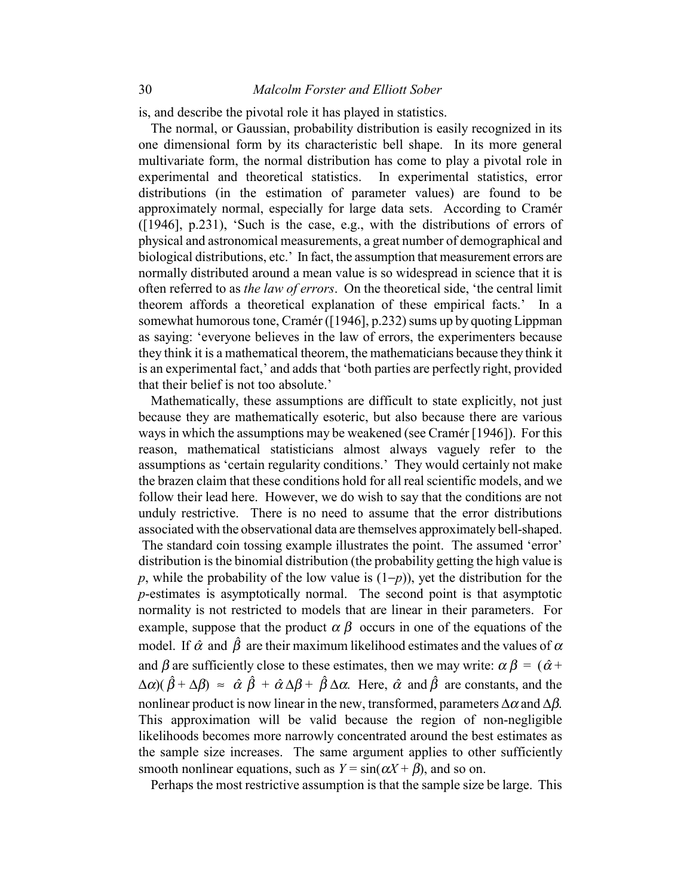is, and describe the pivotal role it has played in statistics.

The normal, or Gaussian, probability distribution is easily recognized in its one dimensional form by its characteristic bell shape. In its more general multivariate form, the normal distribution has come to play a pivotal role in experimental and theoretical statistics. In experimental statistics, error distributions (in the estimation of parameter values) are found to be approximately normal, especially for large data sets. According to Cramér ([1946], p.231), 'Such is the case, e.g., with the distributions of errors of physical and astronomical measurements, a great number of demographical and biological distributions, etc.' In fact, the assumption that measurement errors are normally distributed around a mean value is so widespread in science that it is often referred to as *the law of errors*. On the theoretical side, 'the central limit theorem affords a theoretical explanation of these empirical facts.' In a somewhat humorous tone, Cramér ([1946], p.232) sums up by quoting Lippman as saying: 'everyone believes in the law of errors, the experimenters because they think it is a mathematical theorem, the mathematicians because they think it is an experimental fact,' and adds that 'both parties are perfectly right, provided that their belief is not too absolute.'

Mathematically, these assumptions are difficult to state explicitly, not just because they are mathematically esoteric, but also because there are various ways in which the assumptions may be weakened (see Cramér [1946]). For this reason, mathematical statisticians almost always vaguely refer to the assumptions as 'certain regularity conditions.' They would certainly not make the brazen claim that these conditions hold for all real scientific models, and we follow their lead here. However, we do wish to say that the conditions are not unduly restrictive. There is no need to assume that the error distributions associated with the observational data are themselves approximately bell-shaped. The standard coin tossing example illustrates the point. The assumed 'error' distribution is the binomial distribution (the probability getting the high value is $p$, while the probability of the low value is $(1-p)$), yet the distribution for the $p$-estimates is asymptotically normal. The second point is that asymptotic normality is not restricted to models that are linear in their parameters. For example, suppose that the product $\alpha\,\beta$ occurs in one of the equations of the model. If $\hat{\alpha}$ and $\hat{\beta}$ are their maximum likelihood estimates and the values of $\alpha$ and $\beta$ are sufficiently close to these estimates, then we may write: $\alpha\,\beta = (\hat{\alpha} + \Delta\alpha)(\hat{\beta} + \Delta\beta) \approx \hat{\alpha}\,\hat{\beta} + \hat{\alpha}\,\Delta\beta + \hat{\beta}\,\Delta\alpha$. Here, $\hat{\alpha}$ and $\hat{\beta}$ are constants, and the nonlinear product is now linear in the new, transformed, parameters $\Delta\alpha$ and $\Delta\beta$. This approximation will be valid because the region of non-negligible likelihoods becomes more narrowly concentrated around the best estimates as the sample size increases. The same argument applies to other sufficiently smooth nonlinear equations, such as $Y = \sin(\alpha X + \beta)$, and so on.

Perhaps the most restrictive assumption is that the sample size be large. This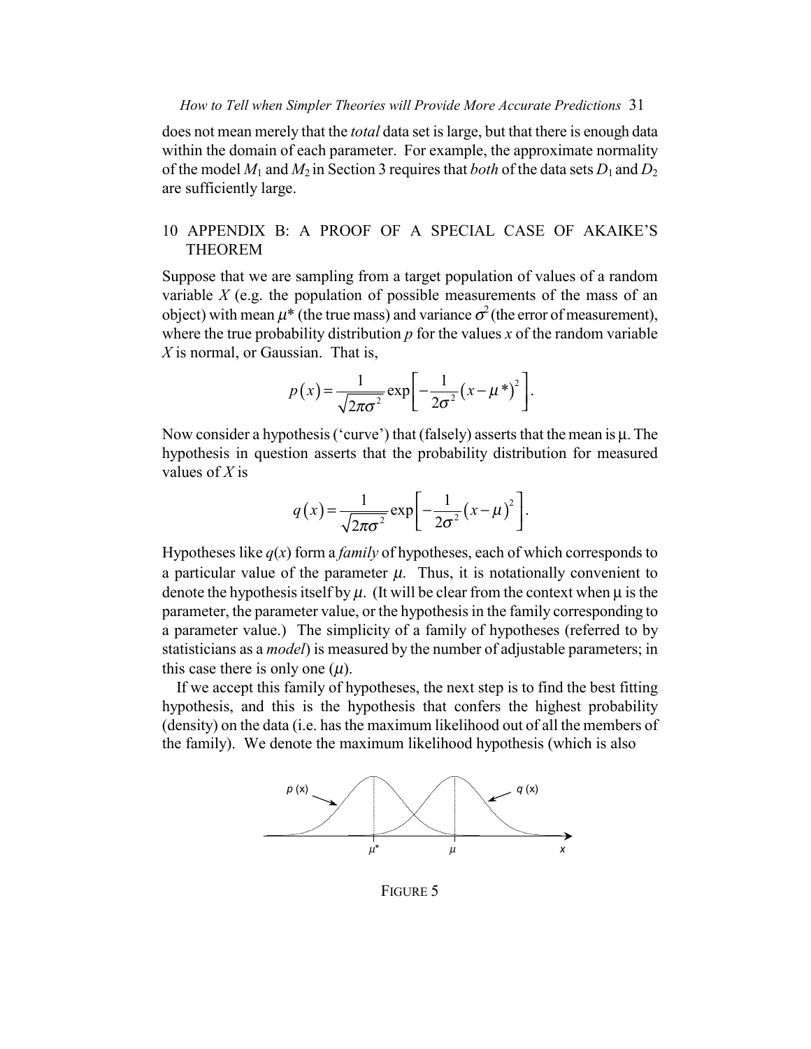does not mean merely that the *total* data set is large, but that there is enough data within the domain of each parameter. For example, the approximate normality of the model $M_1$ and $M_2$ in Section 3 requires that *both* of the data sets $D_1$ and $D_2$ are sufficiently large.

## 10 APPENDIX B: A PROOF OF A SPECIAL CASE OF AKAIKE'S THEOREM

Suppose that we are sampling from a target population of values of a random variable $X$ (e.g. the population of possible measurements of the mass of an object) with mean $\mu^*$ (the true mass) and variance $\sigma^2$ (the error of measurement), where the true probability distribution $p$ for the values $x$ of the random variable $X$ is normal, or Gaussian. That is,

$$p(x) = \frac{1}{\sqrt{2\pi\sigma^2}} \exp\left[ -\frac{1}{2\sigma^2}(x-\mu^*)^2 \right].$$

Now consider a hypothesis ('curve') that (falsely) asserts that the mean is $\mu$. The hypothesis in question asserts that the probability distribution for measured values of $X$ is

$$q(x) = \frac{1}{\sqrt{2\pi\sigma^2}} \exp\left[ -\frac{1}{2\sigma^2}(x-\mu)^2 \right].$$

Hypotheses like $q(x)$ form a *family* of hypotheses, each of which corresponds to a particular value of the parameter $\mu$. Thus, it is notationally convenient to denote the hypothesis itself by $\mu$. (It will be clear from the context when $\mu$ is the parameter, the parameter value, or the hypothesis in the family corresponding to a parameter value.) The simplicity of a family of hypotheses (referred to by statisticians as a *model*) is measured by the number of adjustable parameters; in this case there is only one ($\mu$).

If we accept this family of hypotheses, the next step is to find the best fitting hypothesis, and this is the hypothesis that confers the highest probability (density) on the data (i.e. has the maximum likelihood out of all the members of the family). We denote the maximum likelihood hypothesis (which is also

FIGURE 5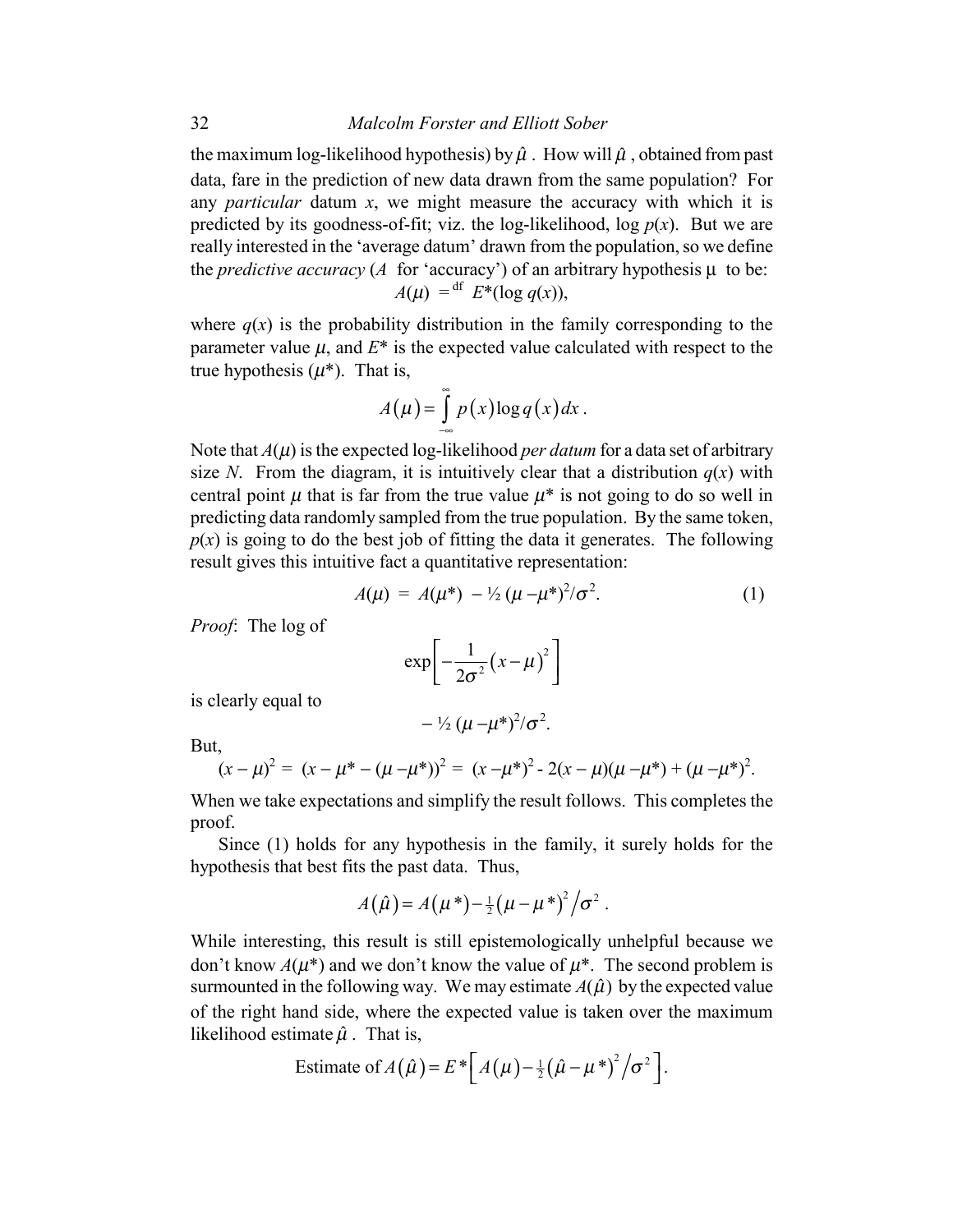the maximum log-likelihood hypothesis) by $\hat{\mu}$. How will $\hat{\mu}$, obtained from past data, fare in the prediction of new data drawn from the same population? For any *particular* datum $x$, we might measure the accuracy with which it is predicted by its goodness-of-fit; viz. the log-likelihood, $\log p(x)$. But we are really interested in the 'average datum' drawn from the population, so we define the *predictive accuracy* ($A$ for 'accuracy') of an arbitrary hypothesis $\mu$ to be:

$$A(\mu) =^{\text{df}} E^*(\log q(x)),$$

where $q(x)$ is the probability distribution in the family corresponding to the parameter value $\mu$, and $E^*$ is the expected value calculated with respect to the true hypothesis ($\mu^*$). That is,

$$A(\mu) = \int_{-\infty}^{\infty} p(x) \log q(x) \, dx .$$

Note that $A(\mu)$ is the expected log-likelihood *per datum* for a data set of arbitrary size $N$. From the diagram, it is intuitively clear that a distribution $q(x)$ with central point $\mu$ that is far from the true value $\mu^*$ is not going to do so well in predicting data randomly sampled from the true population. By the same token, $p(x)$ is going to do the best job of fitting the data it generates. The following result gives this intuitive fact a quantitative representation:

$$A(\mu) = A(\mu^*) - ½ (\mu - \mu^*)^2/\sigma^2. \tag{1}$$

*Proof*: The log of

$$\exp\left[-\frac{1}{2\sigma^2}(x-\mu)^2\right]$$

is clearly equal to

$$- ½ (\mu - \mu^*)^2/\sigma^2.$$

But,

$$(x - \mu)^2 = (x - \mu^* - (\mu - \mu^*))^2 = (x - \mu^*)^2 - 2(x - \mu)(\mu - \mu^*) + (\mu - \mu^*)^2.$$

When we take expectations and simplify the result follows. This completes the proof.

Since (1) holds for any hypothesis in the family, it surely holds for the hypothesis that best fits the past data. Thus,

$$A(\hat{\mu}) = A(\mu^*) - \tfrac{1}{2}(\mu - \mu^*)^2 / \sigma^2 .$$

While interesting, this result is still epistemologically unhelpful because we don't know $A(\mu^*)$ and we don't know the value of $\mu^*$. The second problem is surmounted in the following way. We may estimate $A(\hat{\mu})$ by the expected value of the right hand side, where the expected value is taken over the maximum likelihood estimate $\hat{\mu}$. That is,

$$\text{Estimate of } A(\hat{\mu}) = E^*\left[A(\mu) - \tfrac{1}{2}(\hat{\mu} - \mu^*)^2 / \sigma^2\right].$$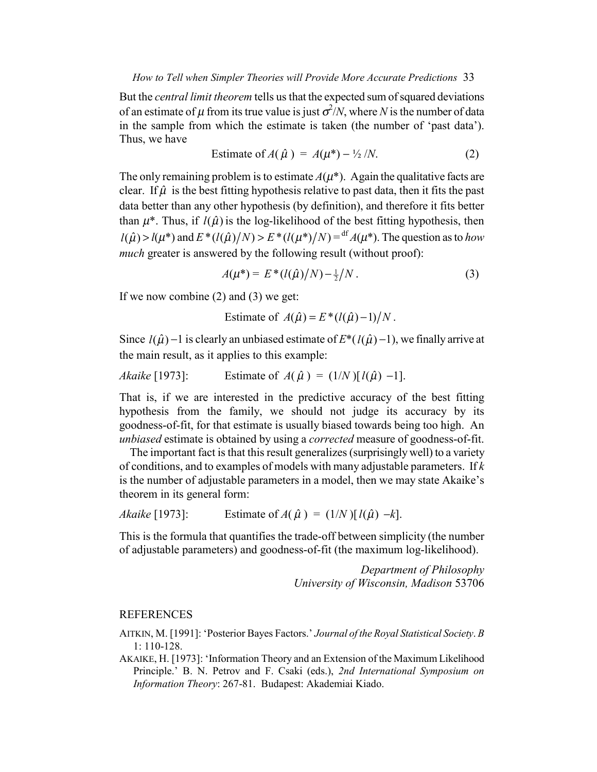But the *central limit theorem* tells us that the expected sum of squared deviations of an estimate of $\mu$ from its true value is just $\sigma^2/N$, where $N$ is the number of data in the sample from which the estimate is taken (the number of 'past data'). Thus, we have

$$\text{Estimate of } A(\hat{\mu}) = A(\mu^*) - \tfrac{1}{2}/N. \tag{2}$$

The only remaining problem is to estimate $A(\mu^*)$. Again the qualitative facts are clear. If $\hat{\mu}$ is the best fitting hypothesis relative to past data, then it fits the past data better than any other hypothesis (by definition), and therefore it fits better than $\mu^*$. Thus, if $l(\hat{\mu})$ is the log-likelihood of the best fitting hypothesis, then $l(\hat{\mu}) > l(\mu^*)$ and $E^*(l(\hat{\mu})/N) > E^*(l(\mu^*)/N) =^{\text{df}} A(\mu^*)$. The question as to *how much* greater is answered by the following result (without proof):

$$A(\mu^*) = E^*(l(\hat{\mu})/N) - \tfrac{1}{2}/N. \tag{3}$$

If we now combine (2) and (3) we get:

$$\text{Estimate of } A(\hat{\mu}) = E^*(l(\hat{\mu}) - 1)/N.$$

Since $l(\hat{\mu}) - 1$ is clearly an unbiased estimate of $E^*(l(\hat{\mu}) - 1)$, we finally arrive at the main result, as it applies to this example:

*Akaike* [1973]: Estimate of $A(\hat{\mu}) = (1/N)[l(\hat{\mu}) - 1]$.

That is, if we are interested in the predictive accuracy of the best fitting hypothesis from the family, we should not judge its accuracy by its goodness-of-fit, for that estimate is usually biased towards being too high. An *unbiased* estimate is obtained by using a *corrected* measure of goodness-of-fit.

The important fact is that this result generalizes (surprisingly well) to a variety of conditions, and to examples of models with many adjustable parameters. If $k$ is the number of adjustable parameters in a model, then we may state Akaike's theorem in its general form:

*Akaike* [1973]: Estimate of $A(\hat{\mu}) = (1/N)[l(\hat{\mu}) - k]$.

This is the formula that quantifies the trade-off between simplicity (the number of adjustable parameters) and goodness-of-fit (the maximum log-likelihood).

*Department of Philosophy*
*University of Wisconsin, Madison* 53706

## REFERENCES

AITKIN, M. [1991]: 'Posterior Bayes Factors.' *Journal of the Royal Statistical Society*. *B* 1: 110-128.

AKAIKE, H. [1973]: 'Information Theory and an Extension of the Maximum Likelihood Principle.' B. N. Petrov and F. Csaki (eds.), *2nd International Symposium on Information Theory*: 267-81. Budapest: Akademiai Kiado.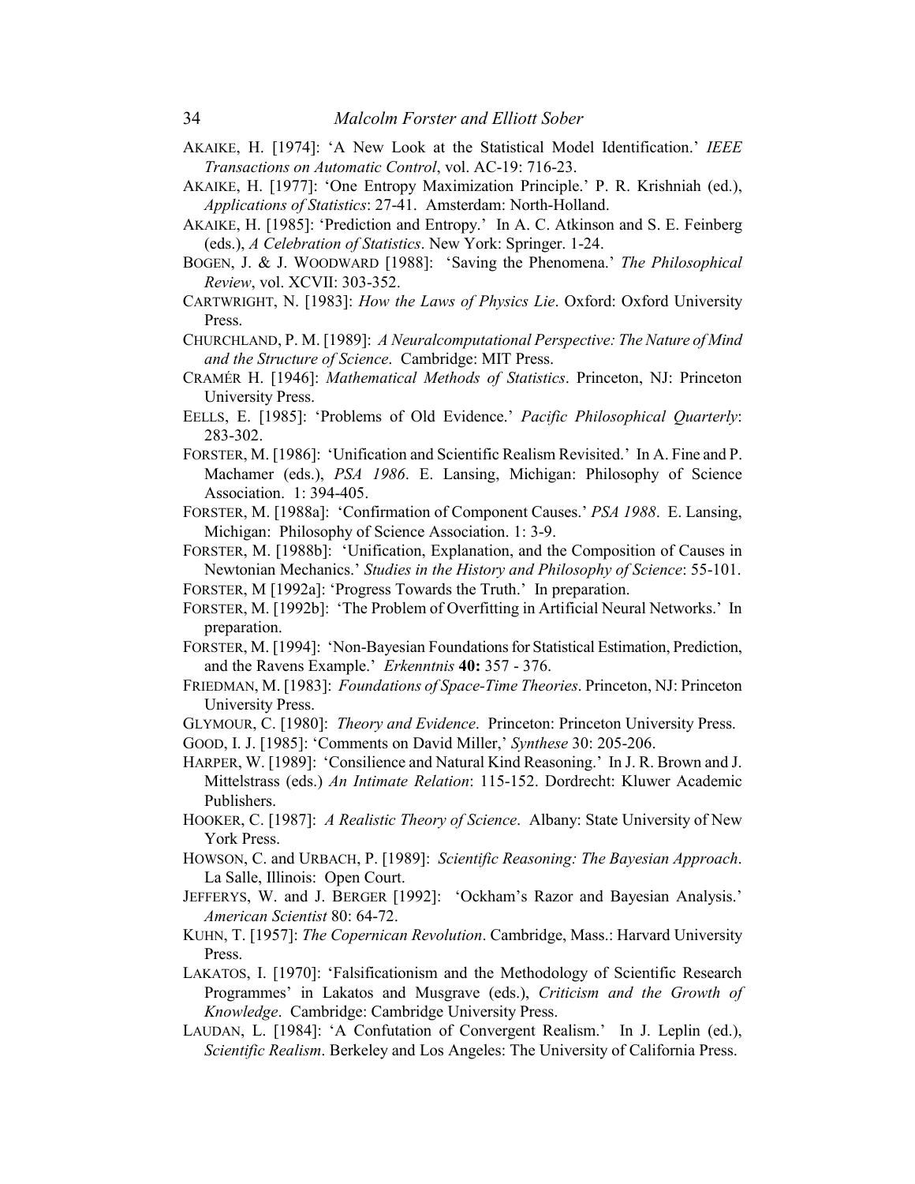AKAIKE, H. [1974]: 'A New Look at the Statistical Model Identification.' *IEEE Transactions on Automatic Control*, vol. AC-19: 716-23.

AKAIKE, H. [1977]: 'One Entropy Maximization Principle.' P. R. Krishniah (ed.), *Applications of Statistics*: 27-41. Amsterdam: North-Holland.

AKAIKE, H. [1985]: 'Prediction and Entropy.' In A. C. Atkinson and S. E. Feinberg (eds.), *A Celebration of Statistics*. New York: Springer. 1-24.

BOGEN, J. & J. WOODWARD [1988]: 'Saving the Phenomena.' *The Philosophical Review*, vol. XCVII: 303-352.

CARTWRIGHT, N. [1983]: *How the Laws of Physics Lie*. Oxford: Oxford University Press.

CHURCHLAND, P. M. [1989]: *A Neuralcomputational Perspective: The Nature of Mind and the Structure of Science*. Cambridge: MIT Press.

CRAMÉR H. [1946]: *Mathematical Methods of Statistics*. Princeton, NJ: Princeton University Press.

EELLS, E. [1985]: 'Problems of Old Evidence.' *Pacific Philosophical Quarterly*: 283-302.

FORSTER, M. [1986]: 'Unification and Scientific Realism Revisited.' In A. Fine and P. Machamer (eds.), *PSA 1986*. E. Lansing, Michigan: Philosophy of Science Association. 1: 394-405.

FORSTER, M. [1988a]: 'Confirmation of Component Causes.' *PSA 1988*. E. Lansing, Michigan: Philosophy of Science Association. 1: 3-9.

FORSTER, M. [1988b]: 'Unification, Explanation, and the Composition of Causes in Newtonian Mechanics.' *Studies in the History and Philosophy of Science*: 55-101.

FORSTER, M [1992a]: 'Progress Towards the Truth.' In preparation.

FORSTER, M. [1992b]: 'The Problem of Overfitting in Artificial Neural Networks.' In preparation.

FORSTER, M. [1994]: 'Non-Bayesian Foundations for Statistical Estimation, Prediction, and the Ravens Example.' *Erkenntnis* **40:** 357 - 376.

FRIEDMAN, M. [1983]: *Foundations of Space-Time Theories*. Princeton, NJ: Princeton University Press.

GLYMOUR, C. [1980]: *Theory and Evidence*. Princeton: Princeton University Press.

GOOD, I. J. [1985]: 'Comments on David Miller,' *Synthese* 30: 205-206.

HARPER, W. [1989]: 'Consilience and Natural Kind Reasoning.' In J. R. Brown and J. Mittelstrass (eds.) *An Intimate Relation*: 115-152. Dordrecht: Kluwer Academic Publishers.

HOOKER, C. [1987]: *A Realistic Theory of Science*. Albany: State University of New York Press.

HOWSON, C. and URBACH, P. [1989]: *Scientific Reasoning: The Bayesian Approach*. La Salle, Illinois: Open Court.

JEFFERYS, W. and J. BERGER [1992]: 'Ockham's Razor and Bayesian Analysis.' *American Scientist* 80: 64-72.

KUHN, T. [1957]: *The Copernican Revolution*. Cambridge, Mass.: Harvard University Press.

LAKATOS, I. [1970]: 'Falsificationism and the Methodology of Scientific Research Programmes' in Lakatos and Musgrave (eds.), *Criticism and the Growth of Knowledge*. Cambridge: Cambridge University Press.

LAUDAN, L. [1984]: 'A Confutation of Convergent Realism.' In J. Leplin (ed.), *Scientific Realism*. Berkeley and Los Angeles: The University of California Press.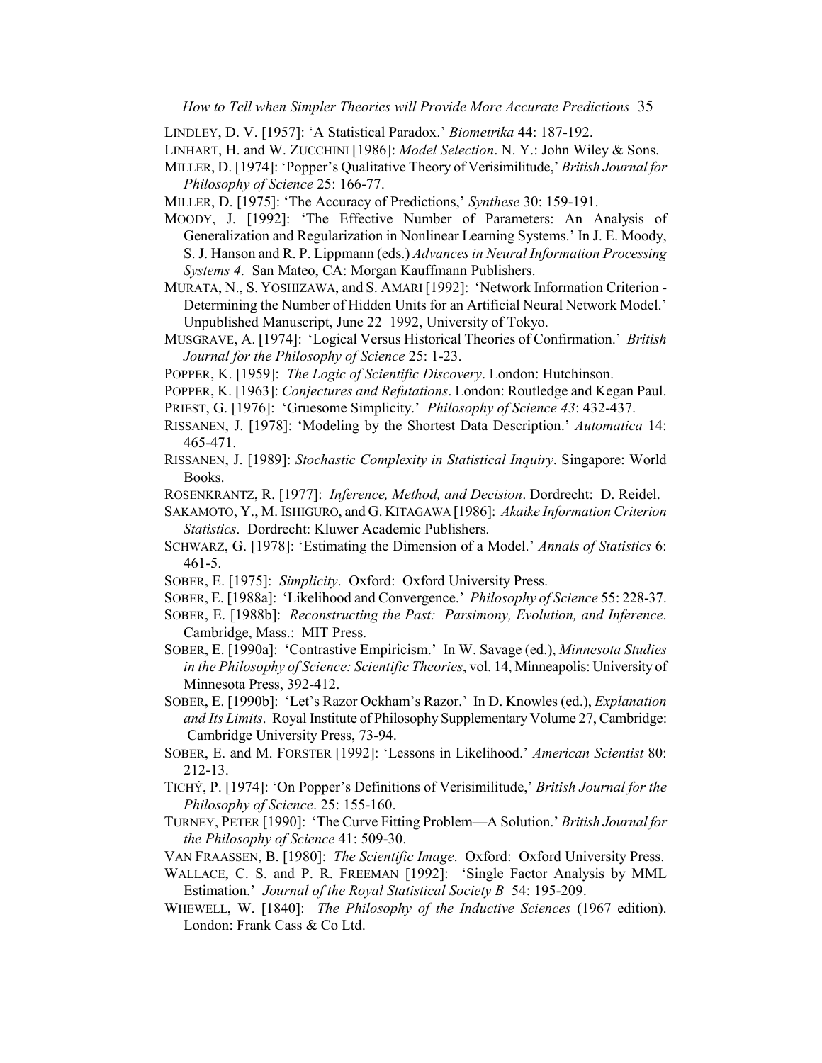LINDLEY, D. V. [1957]: 'A Statistical Paradox.' *Biometrika* 44: 187-192.

LINHART, H. and W. ZUCCHINI [1986]: *Model Selection*. N. Y.: John Wiley & Sons.

MILLER, D. [1974]: 'Popper's Qualitative Theory of Verisimilitude,' *British Journal for Philosophy of Science* 25: 166-77.

MILLER, D. [1975]: 'The Accuracy of Predictions,' *Synthese* 30: 159-191.

MOODY, J. [1992]: 'The Effective Number of Parameters: An Analysis of Generalization and Regularization in Nonlinear Learning Systems.' In J. E. Moody, S. J. Hanson and R. P. Lippmann (eds.) *Advances in Neural Information Processing Systems 4*. San Mateo, CA: Morgan Kauffmann Publishers.

MURATA, N., S. YOSHIZAWA, and S. AMARI [1992]: 'Network Information Criterion - Determining the Number of Hidden Units for an Artificial Neural Network Model.' Unpublished Manuscript, June 22 1992, University of Tokyo.

MUSGRAVE, A. [1974]: 'Logical Versus Historical Theories of Confirmation.' *British Journal for the Philosophy of Science* 25: 1-23.

POPPER, K. [1959]: *The Logic of Scientific Discovery*. London: Hutchinson.

POPPER, K. [1963]: *Conjectures and Refutations*. London: Routledge and Kegan Paul.

PRIEST, G. [1976]: 'Gruesome Simplicity.' *Philosophy of Science 43*: 432-437.

RISSANEN, J. [1978]: 'Modeling by the Shortest Data Description.' *Automatica* 14: 465-471.

RISSANEN, J. [1989]: *Stochastic Complexity in Statistical Inquiry*. Singapore: World Books.

ROSENKRANTZ, R. [1977]: *Inference, Method, and Decision*. Dordrecht: D. Reidel.

SAKAMOTO, Y., M. ISHIGURO, and G. KITAGAWA [1986]: *Akaike Information Criterion Statistics*. Dordrecht: Kluwer Academic Publishers.

SCHWARZ, G. [1978]: 'Estimating the Dimension of a Model.' *Annals of Statistics* 6: 461-5.

SOBER, E. [1975]: *Simplicity*. Oxford: Oxford University Press.

SOBER, E. [1988a]: 'Likelihood and Convergence.' *Philosophy of Science* 55: 228-37.

SOBER, E. [1988b]: *Reconstructing the Past: Parsimony, Evolution, and Inference*. Cambridge, Mass.: MIT Press.

SOBER, E. [1990a]: 'Contrastive Empiricism.' In W. Savage (ed.), *Minnesota Studies in the Philosophy of Science: Scientific Theories*, vol. 14, Minneapolis: University of Minnesota Press, 392-412.

SOBER, E. [1990b]: 'Let's Razor Ockham's Razor.' In D. Knowles (ed.), *Explanation and Its Limits*. Royal Institute of Philosophy Supplementary Volume 27, Cambridge: Cambridge University Press, 73-94.

SOBER, E. and M. FORSTER [1992]: 'Lessons in Likelihood.' *American Scientist* 80: 212-13.

TICHÝ, P. [1974]: 'On Popper's Definitions of Verisimilitude,' *British Journal for the Philosophy of Science*. 25: 155-160.

TURNEY, PETER [1990]: 'The Curve Fitting Problem—A Solution.' *British Journal for the Philosophy of Science* 41: 509-30.

VAN FRAASSEN, B. [1980]: *The Scientific Image*. Oxford: Oxford University Press.

WALLACE, C. S. and P. R. FREEMAN [1992]: 'Single Factor Analysis by MML Estimation.' *Journal of the Royal Statistical Society B* 54: 195-209.

WHEWELL, W. [1840]: *The Philosophy of the Inductive Sciences* (1967 edition). London: Frank Cass & Co Ltd.